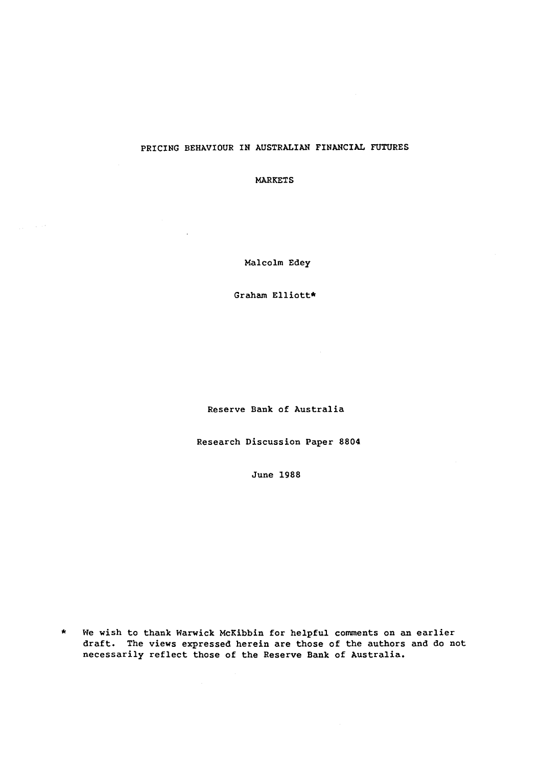# PRICING BEHAVIOUR IN AUSTRALIAN FINANCIAL FUTURES MARKETS

Malcolm Edey

Graham Elliott*

Reserve Bank of Australia

Research Discussion Paper 8804

June 1988

\* We wish to thank Warwick McKibbin for helpful comments on an earlier draft. The views expressed herein are those of the authors and do not necessarily reflect those of the Reserve Bank of Australia.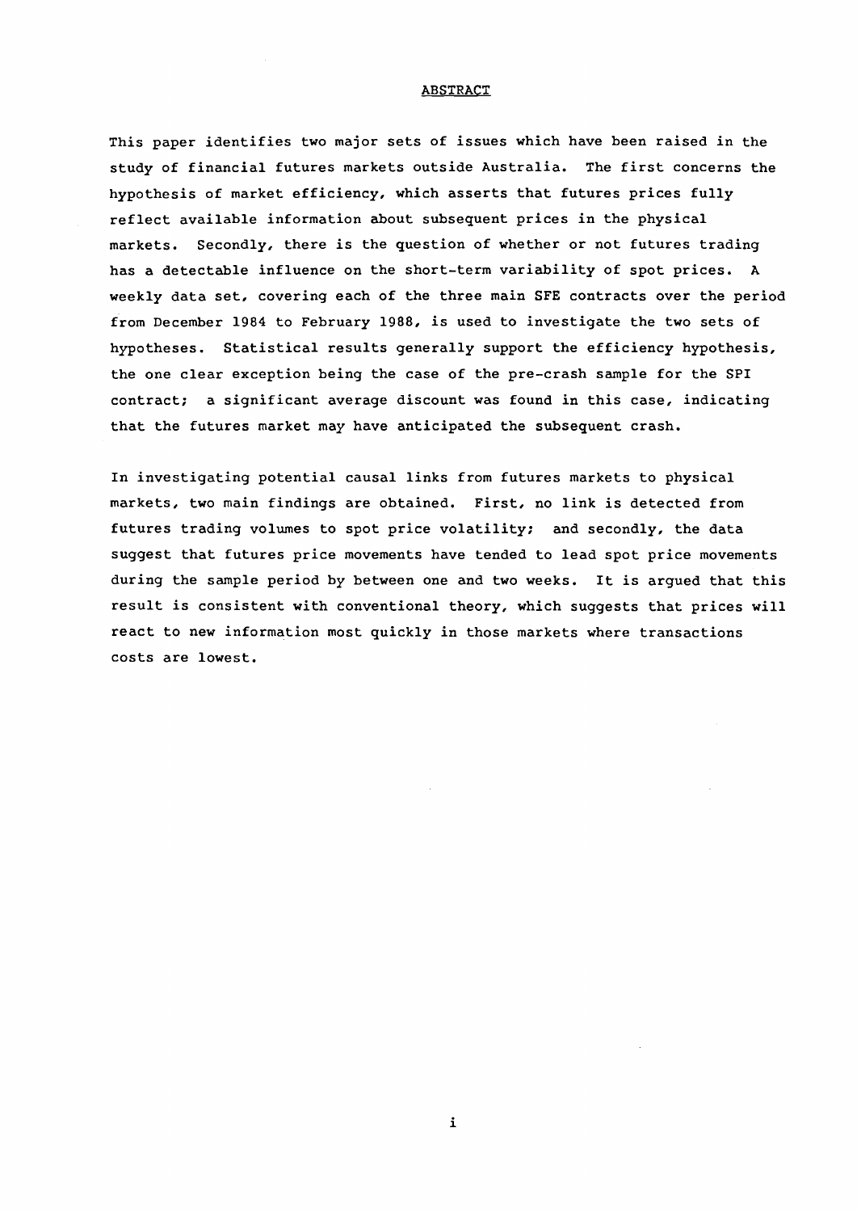## ABSTRACT

This paper identifies two major sets of issues which have been raised in the study of financial futures markets outside Australia. The first concerns the hypothesis of market efficiency, which asserts that futures prices fully reflect available information about subsequent prices in the physical markets. Secondly, there is the question of whether or not futures trading has a detectable influence on the short-term variability of spot prices. A weekly data set, covering each of the three main SFE contracts over the period from December 1984 to February 1988, is used to investigate the two sets of hypotheses. Statistical results generally support the efficiency hypothesis, the one clear exception being the case of the pre-crash sample for the SPI contract; a significant average discount was found in this case, indicating that the futures market may have anticipated the subsequent crash.

In investigating potential causal links from futures markets to physical markets, two main findings are obtained. First, no link is detected from futures trading volumes to spot price volatility; and secondly, the data suggest that futures price movements have tended to lead spot price movements during the sample period by between one and two weeks. It is argued that this result is consistent with conventional theory, which suggests that prices will react to new information most quickly in those markets where transactions costs are lowest.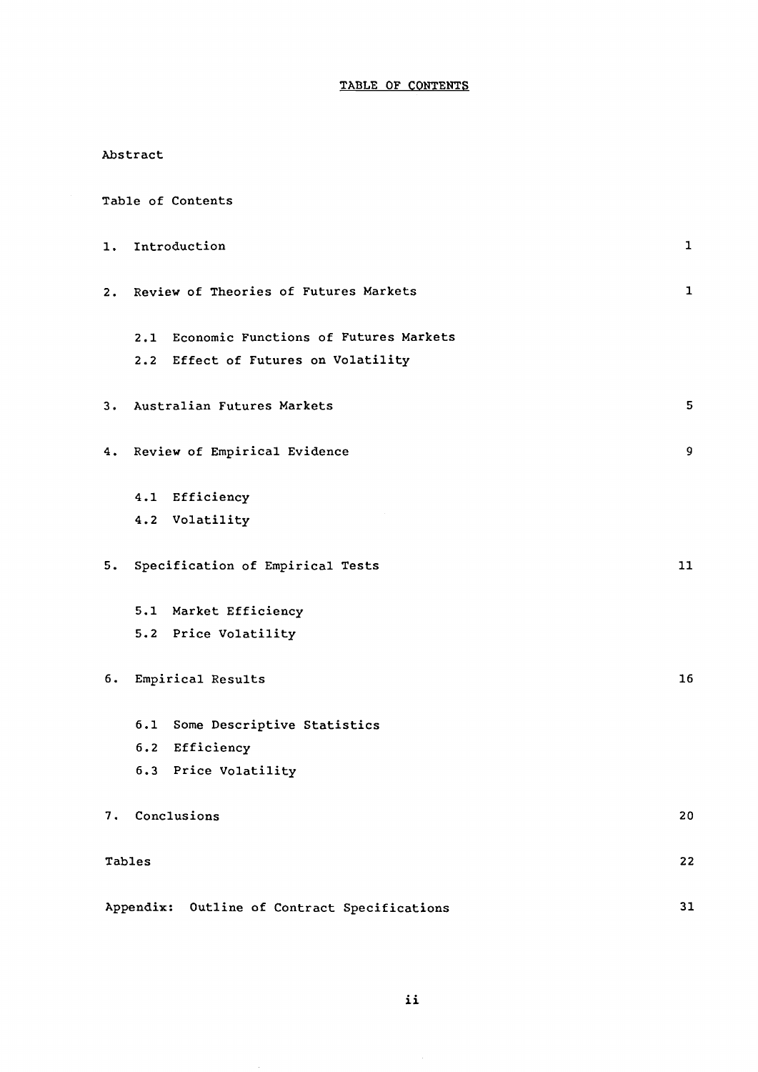# TABLE OF CONTENTS

Abstract

Table of Contents

1. Introduction — 1

2. Review of Theories of Futures Markets — 1

   2.1 Economic Functions of Futures Markets
   
   2.2 Effect of Futures on Volatility

3. Australian Futures Markets — 5

4. Review of Empirical Evidence — 9

   4.1 Efficiency
   
   4.2 Volatility

5. Specification of Empirical Tests — 11

   5.1 Market Efficiency
   
   5.2 Price Volatility

6. Empirical Results — 16

   6.1 Some Descriptive Statistics
   
   6.2 Efficiency
   
   6.3 Price Volatility

7. Conclusions — 20

Tables — 22

Appendix: Outline of Contract Specifications — 31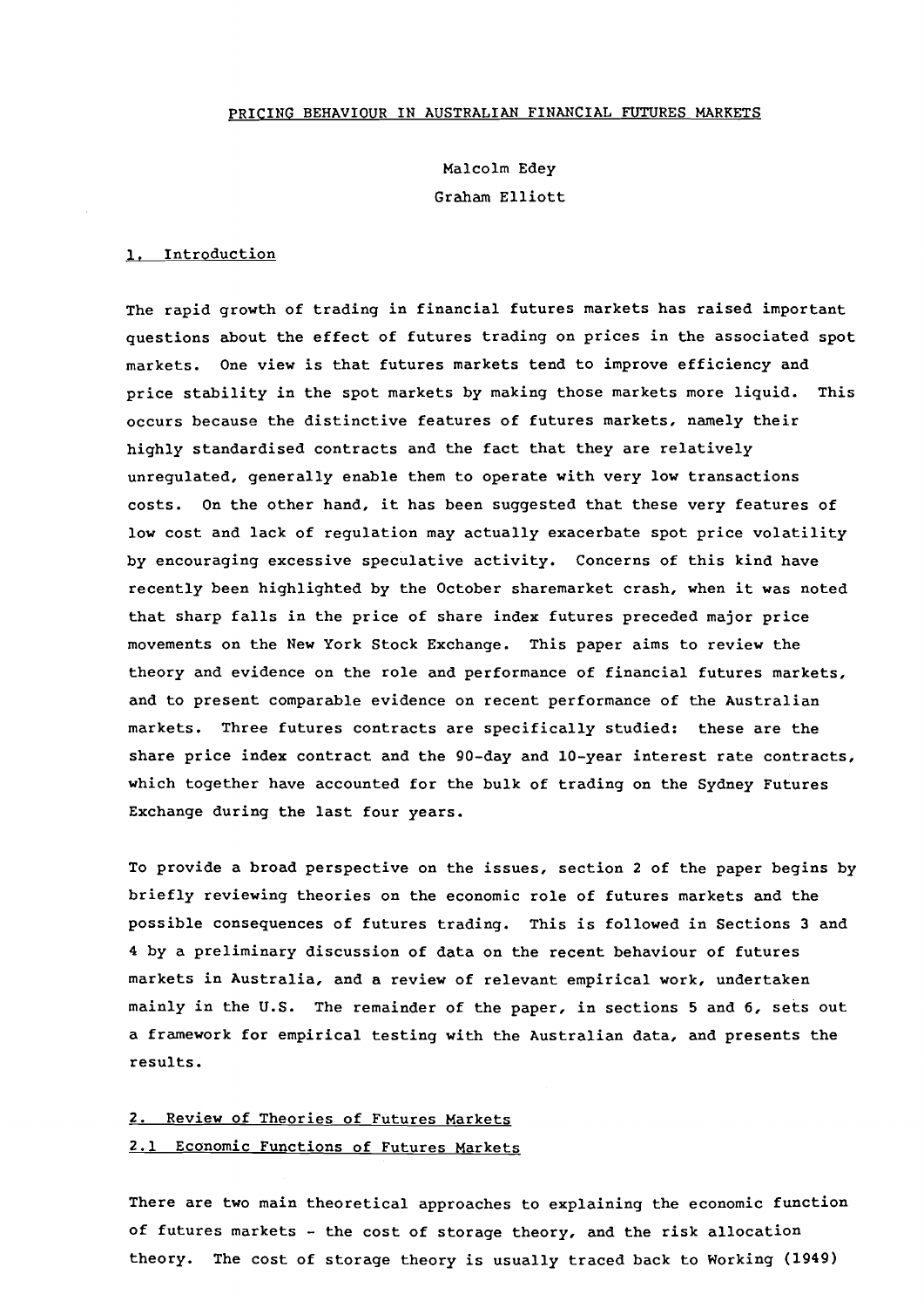# PRICING BEHAVIOUR IN AUSTRALIAN FINANCIAL FUTURES MARKETS

Malcolm Edey

Graham Elliott

## 1. Introduction

The rapid growth of trading in financial futures markets has raised important questions about the effect of futures trading on prices in the associated spot markets. One view is that futures markets tend to improve efficiency and price stability in the spot markets by making those markets more liquid. This occurs because the distinctive features of futures markets, namely their highly standardised contracts and the fact that they are relatively unregulated, generally enable them to operate with very low transactions costs. On the other hand, it has been suggested that these very features of low cost and lack of regulation may actually exacerbate spot price volatility by encouraging excessive speculative activity. Concerns of this kind have recently been highlighted by the October sharemarket crash, when it was noted that sharp falls in the price of share index futures preceded major price movements on the New York Stock Exchange. This paper aims to review the theory and evidence on the role and performance of financial futures markets, and to present comparable evidence on recent performance of the Australian markets. Three futures contracts are specifically studied: these are the share price index contract and the 90-day and 10-year interest rate contracts, which together have accounted for the bulk of trading on the Sydney Futures Exchange during the last four years.

To provide a broad perspective on the issues, section 2 of the paper begins by briefly reviewing theories on the economic role of futures markets and the possible consequences of futures trading. This is followed in Sections 3 and 4 by a preliminary discussion of data on the recent behaviour of futures markets in Australia, and a review of relevant empirical work, undertaken mainly in the U.S. The remainder of the paper, in sections 5 and 6, sets out a framework for empirical testing with the Australian data, and presents the results.

## 2. Review of Theories of Futures Markets

### 2.1 Economic Functions of Futures Markets

There are two main theoretical approaches to explaining the economic function of futures markets - the cost of storage theory, and the risk allocation theory. The cost of storage theory is usually traced back to Working (1949)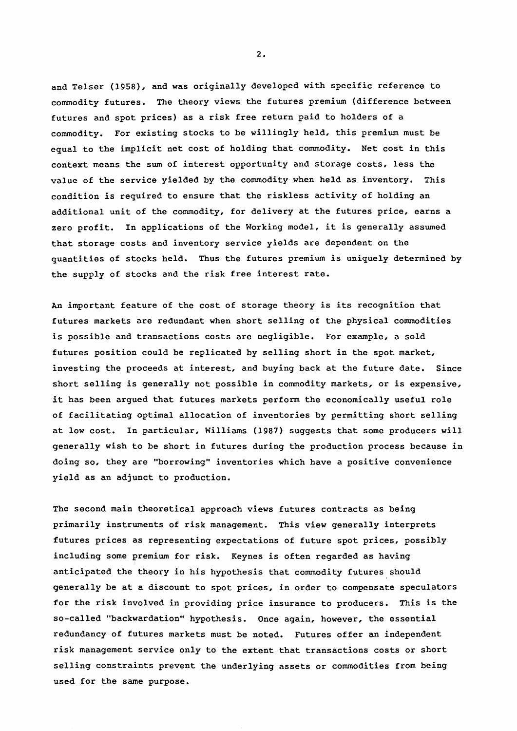and Telser (1958), and was originally developed with specific reference to commodity futures. The theory views the futures premium (difference between futures and spot prices) as a risk free return paid to holders of a commodity. For existing stocks to be willingly held, this premium must be equal to the implicit net cost of holding that commodity. Net cost in this context means the sum of interest opportunity and storage costs, less the value of the service yielded by the commodity when held as inventory. This condition is required to ensure that the riskless activity of holding an additional unit of the commodity, for delivery at the futures price, earns a zero profit. In applications of the Working model, it is generally assumed that storage costs and inventory service yields are dependent on the quantities of stocks held. Thus the futures premium is uniquely determined by the supply of stocks and the risk free interest rate.

An important feature of the cost of storage theory is its recognition that futures markets are redundant when short selling of the physical commodities is possible and transactions costs are negligible. For example, a sold futures position could be replicated by selling short in the spot market, investing the proceeds at interest, and buying back at the future date. Since short selling is generally not possible in commodity markets, or is expensive, it has been argued that futures markets perform the economically useful role of facilitating optimal allocation of inventories by permitting short selling at low cost. In particular, Williams (1987) suggests that some producers will generally wish to be short in futures during the production process because in doing so, they are "borrowing" inventories which have a positive convenience yield as an adjunct to production.

The second main theoretical approach views futures contracts as being primarily instruments of risk management. This view generally interprets futures prices as representing expectations of future spot prices, possibly including some premium for risk. Keynes is often regarded as having anticipated the theory in his hypothesis that commodity futures should generally be at a discount to spot prices, in order to compensate speculators for the risk involved in providing price insurance to producers. This is the so-called "backwardation" hypothesis. Once again, however, the essential redundancy of futures markets must be noted. Futures offer an independent risk management service only to the extent that transactions costs or short selling constraints prevent the underlying assets or commodities from being used for the same purpose.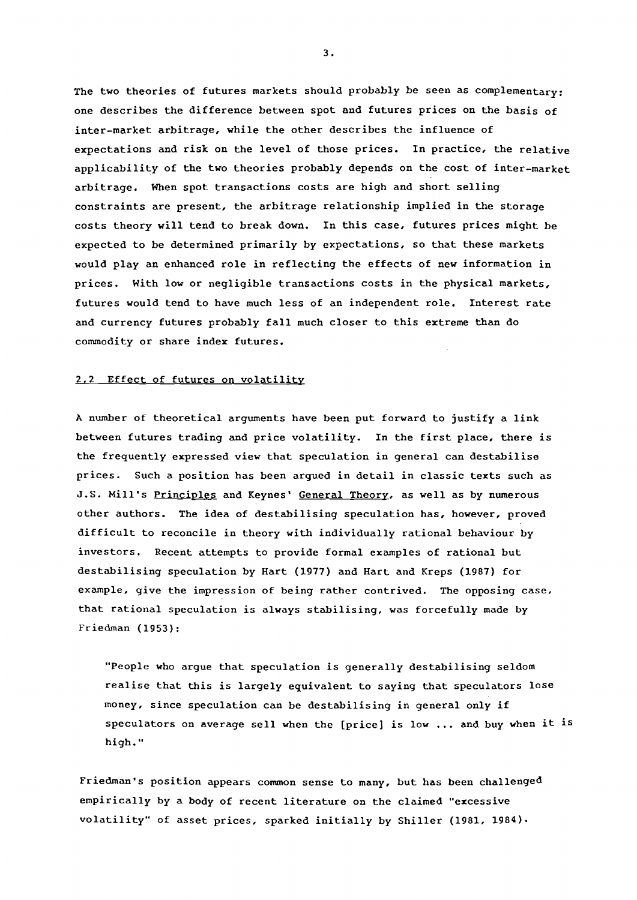The two theories of futures markets should probably be seen as complementary: one describes the difference between spot and futures prices on the basis of inter-market arbitrage, while the other describes the influence of expectations and risk on the level of those prices. In practice, the relative applicability of the two theories probably depends on the cost of inter-market arbitrage. When spot transactions costs are high and short selling constraints are present, the arbitrage relationship implied in the storage costs theory will tend to break down. In this case, futures prices might be expected to be determined primarily by expectations, so that these markets would play an enhanced role in reflecting the effects of new information in prices. With low or negligible transactions costs in the physical markets, futures would tend to have much less of an independent role. Interest rate and currency futures probably fall much closer to this extreme than do commodity or share index futures.

### 2.2 Effect of futures on volatility

A number of theoretical arguments have been put forward to justify a link between futures trading and price volatility. In the first place, there is the frequently expressed view that speculation in general can destabilise prices. Such a position has been argued in detail in classic texts such as J.S. Mill's Principles and Keynes' General Theory, as well as by numerous other authors. The idea of destabilising speculation has, however, proved difficult to reconcile in theory with individually rational behaviour by investors. Recent attempts to provide formal examples of rational but destabilising speculation by Hart (1977) and Hart and Kreps (1987) for example, give the impression of being rather contrived. The opposing case, that rational speculation is always stabilising, was forcefully made by Friedman (1953):

> "People who argue that speculation is generally destabilising seldom realise that this is largely equivalent to saying that speculators lose money, since speculation can be destabilising in general only if speculators on average sell when the [price] is low ... and buy when it is high."

Friedman's position appears common sense to many, but has been challenged empirically by a body of recent literature on the claimed "excessive volatility" of asset prices, sparked initially by Shiller (1981, 1984).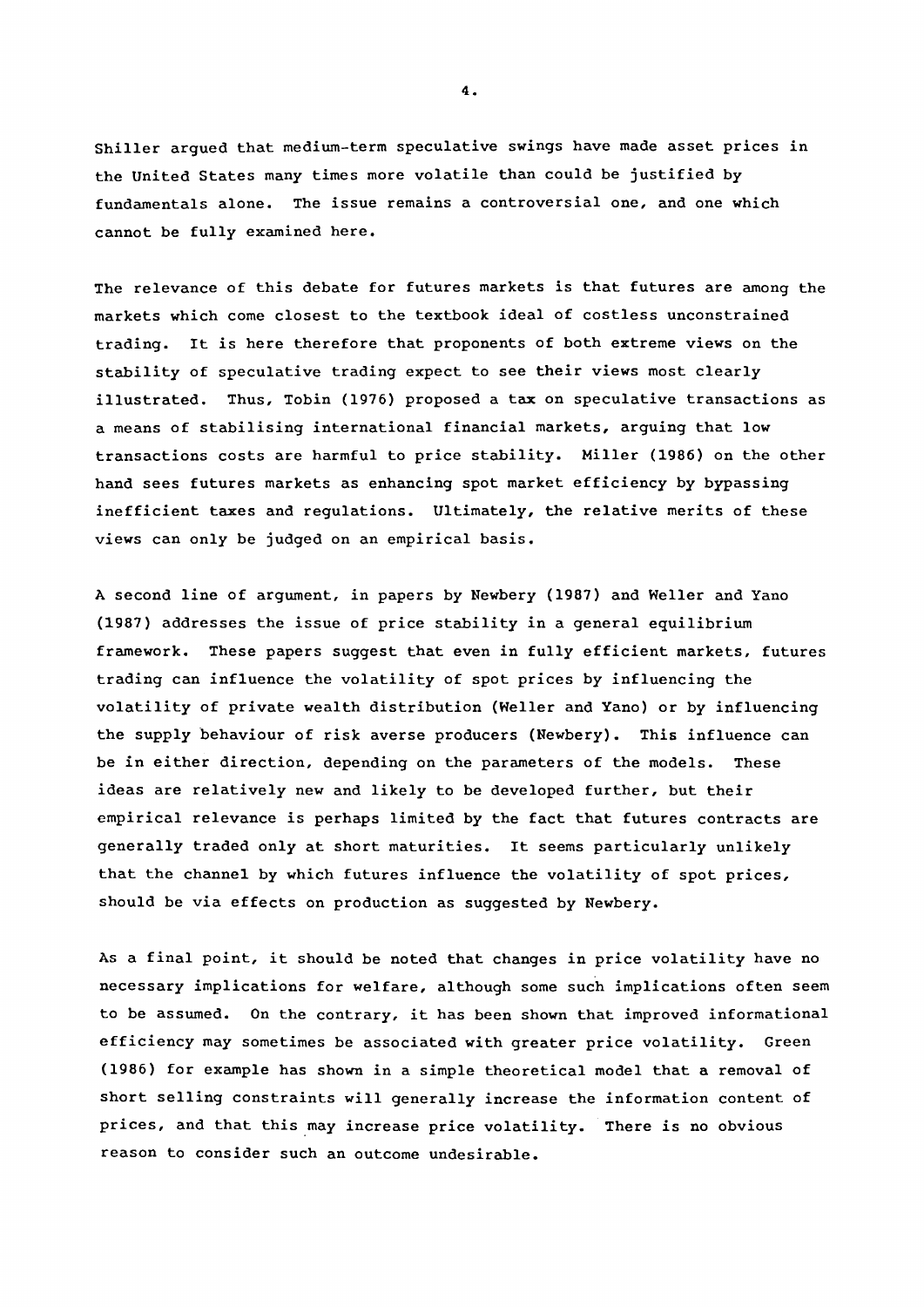Shiller argued that medium-term speculative swings have made asset prices in the United States many times more volatile than could be justified by fundamentals alone. The issue remains a controversial one, and one which cannot be fully examined here.

The relevance of this debate for futures markets is that futures are among the markets which come closest to the textbook ideal of costless unconstrained trading. It is here therefore that proponents of both extreme views on the stability of speculative trading expect to see their views most clearly illustrated. Thus, Tobin (1976) proposed a tax on speculative transactions as a means of stabilising international financial markets, arguing that low transactions costs are harmful to price stability. Miller (1986) on the other hand sees futures markets as enhancing spot market efficiency by bypassing inefficient taxes and regulations. Ultimately, the relative merits of these views can only be judged on an empirical basis.

A second line of argument, in papers by Newbery (1987) and Weller and Yano (1987) addresses the issue of price stability in a general equilibrium framework. These papers suggest that even in fully efficient markets, futures trading can influence the volatility of spot prices by influencing the volatility of private wealth distribution (Weller and Yano) or by influencing the supply behaviour of risk averse producers (Newbery). This influence can be in either direction, depending on the parameters of the models. These ideas are relatively new and likely to be developed further, but their empirical relevance is perhaps limited by the fact that futures contracts are generally traded only at short maturities. It seems particularly unlikely that the channel by which futures influence the volatility of spot prices, should be via effects on production as suggested by Newbery.

As a final point, it should be noted that changes in price volatility have no necessary implications for welfare, although some such implications often seem to be assumed. On the contrary, it has been shown that improved informational efficiency may sometimes be associated with greater price volatility. Green (1986) for example has shown in a simple theoretical model that a removal of short selling constraints will generally increase the information content of prices, and that this may increase price volatility. There is no obvious reason to consider such an outcome undesirable.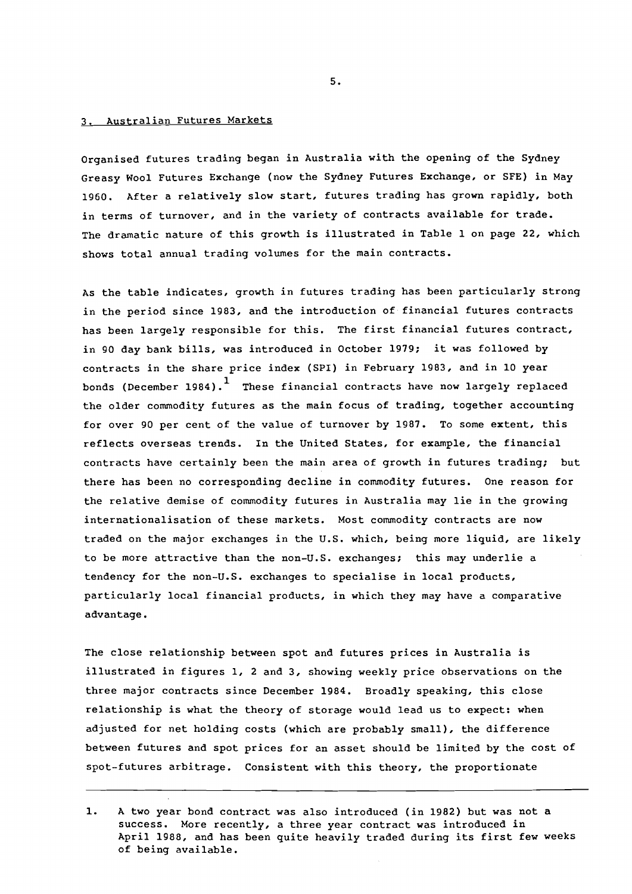## 3. Australian Futures Markets

Organised futures trading began in Australia with the opening of the Sydney Greasy Wool Futures Exchange (now the Sydney Futures Exchange, or SFE) in May 1960. After a relatively slow start, futures trading has grown rapidly, both in terms of turnover, and in the variety of contracts available for trade. The dramatic nature of this growth is illustrated in Table 1 on page 22, which shows total annual trading volumes for the main contracts.

As the table indicates, growth in futures trading has been particularly strong in the period since 1983, and the introduction of financial futures contracts has been largely responsible for this. The first financial futures contract, in 90 day bank bills, was introduced in October 1979; it was followed by contracts in the share price index (SPI) in February 1983, and in 10 year bonds (December 1984).[1] These financial contracts have now largely replaced the older commodity futures as the main focus of trading, together accounting for over 90 per cent of the value of turnover by 1987. To some extent, this reflects overseas trends. In the United States, for example, the financial contracts have certainly been the main area of growth in futures trading; but there has been no corresponding decline in commodity futures. One reason for the relative demise of commodity futures in Australia may lie in the growing internationalisation of these markets. Most commodity contracts are now traded on the major exchanges in the U.S. which, being more liquid, are likely to be more attractive than the non-U.S. exchanges; this may underlie a tendency for the non-U.S. exchanges to specialise in local products, particularly local financial products, in which they may have a comparative advantage.

The close relationship between spot and futures prices in Australia is illustrated in figures 1, 2 and 3, showing weekly price observations on the three major contracts since December 1984. Broadly speaking, this close relationship is what the theory of storage would lead us to expect: when adjusted for net holding costs (which are probably small), the difference between futures and spot prices for an asset should be limited by the cost of spot-futures arbitrage. Consistent with this theory, the proportionate

---

1. A two year bond contract was also introduced (in 1982) but was not a success. More recently, a three year contract was introduced in April 1988, and has been quite heavily traded during its first few weeks of being available.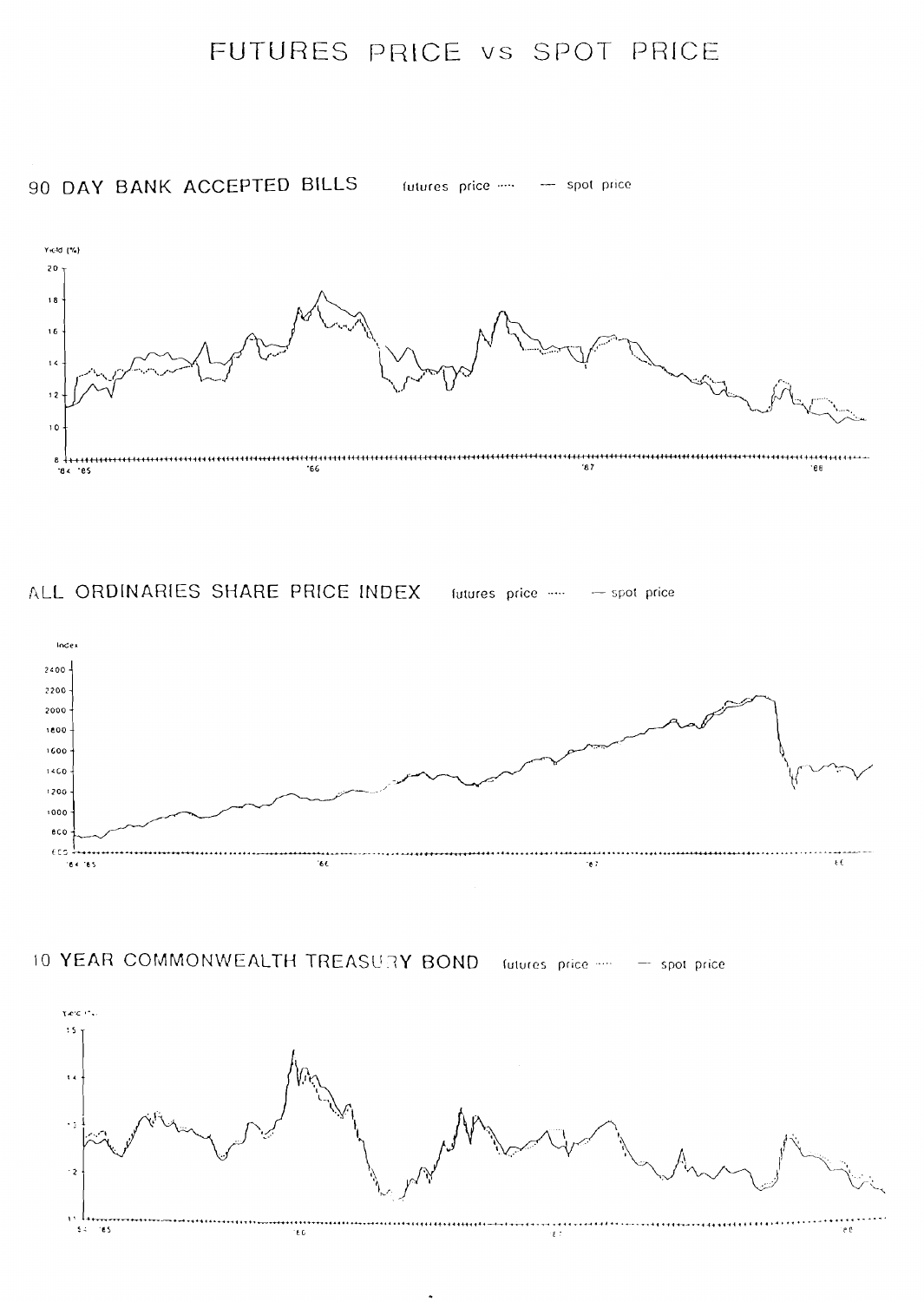# FUTURES PRICE vs SPOT PRICE

## 90 DAY BANK ACCEPTED BILLS

futures price ····· — spot price

Yield (%)

20
18
16
14
12
10
8

'84 '85 '86 '87 '88

## ALL ORDINARIES SHARE PRICE INDEX

futures price ····· — spot price

Index

2400
2200
2000
1800
1600
1400
1200
1000
800
600

'84 '85 '86 '87 '88

## 10 YEAR COMMONWEALTH TREASURY BOND

futures price ····· — spot price

Yield (%)

15
14
13
12
11

'84 '85 '86 '87 '88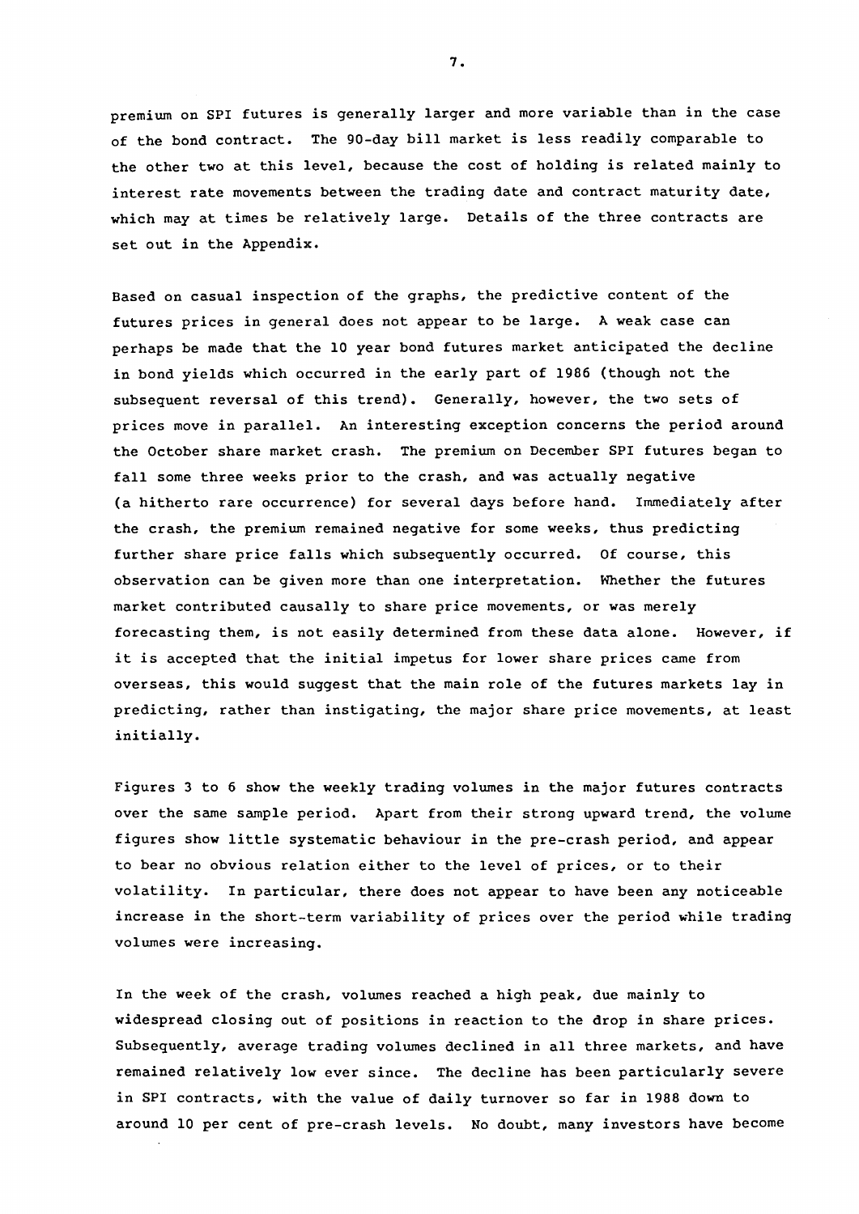premium on SPI futures is generally larger and more variable than in the case of the bond contract. The 90-day bill market is less readily comparable to the other two at this level, because the cost of holding is related mainly to interest rate movements between the trading date and contract maturity date, which may at times be relatively large. Details of the three contracts are set out in the Appendix.

Based on casual inspection of the graphs, the predictive content of the futures prices in general does not appear to be large. A weak case can perhaps be made that the 10 year bond futures market anticipated the decline in bond yields which occurred in the early part of 1986 (though not the subsequent reversal of this trend). Generally, however, the two sets of prices move in parallel. An interesting exception concerns the period around the October share market crash. The premium on December SPI futures began to fall some three weeks prior to the crash, and was actually negative (a hitherto rare occurrence) for several days before hand. Immediately after the crash, the premium remained negative for some weeks, thus predicting further share price falls which subsequently occurred. Of course, this observation can be given more than one interpretation. Whether the futures market contributed causally to share price movements, or was merely forecasting them, is not easily determined from these data alone. However, if it is accepted that the initial impetus for lower share prices came from overseas, this would suggest that the main role of the futures markets lay in predicting, rather than instigating, the major share price movements, at least initially.

Figures 3 to 6 show the weekly trading volumes in the major futures contracts over the same sample period. Apart from their strong upward trend, the volume figures show little systematic behaviour in the pre-crash period, and appear to bear no obvious relation either to the level of prices, or to their volatility. In particular, there does not appear to have been any noticeable increase in the short-term variability of prices over the period while trading volumes were increasing.

In the week of the crash, volumes reached a high peak, due mainly to widespread closing out of positions in reaction to the drop in share prices. Subsequently, average trading volumes declined in all three markets, and have remained relatively low ever since. The decline has been particularly severe in SPI contracts, with the value of daily turnover so far in 1988 down to around 10 per cent of pre-crash levels. No doubt, many investors have become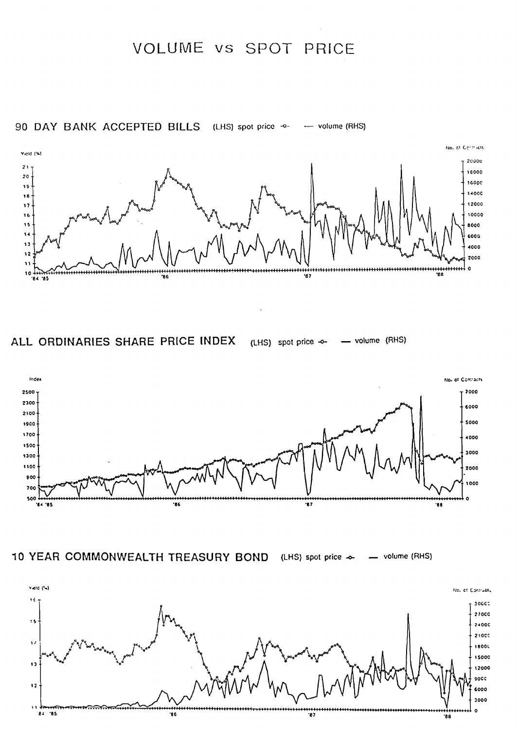# VOLUME vs SPOT PRICE

## 90 DAY BANK ACCEPTED BILLS (LHS) spot price -o- — volume (RHS)

## ALL ORDINARIES SHARE PRICE INDEX (LHS) spot price -o- — volume (RHS)

## 10 YEAR COMMONWEALTH TREASURY BOND (LHS) spot price -o- — volume (RHS)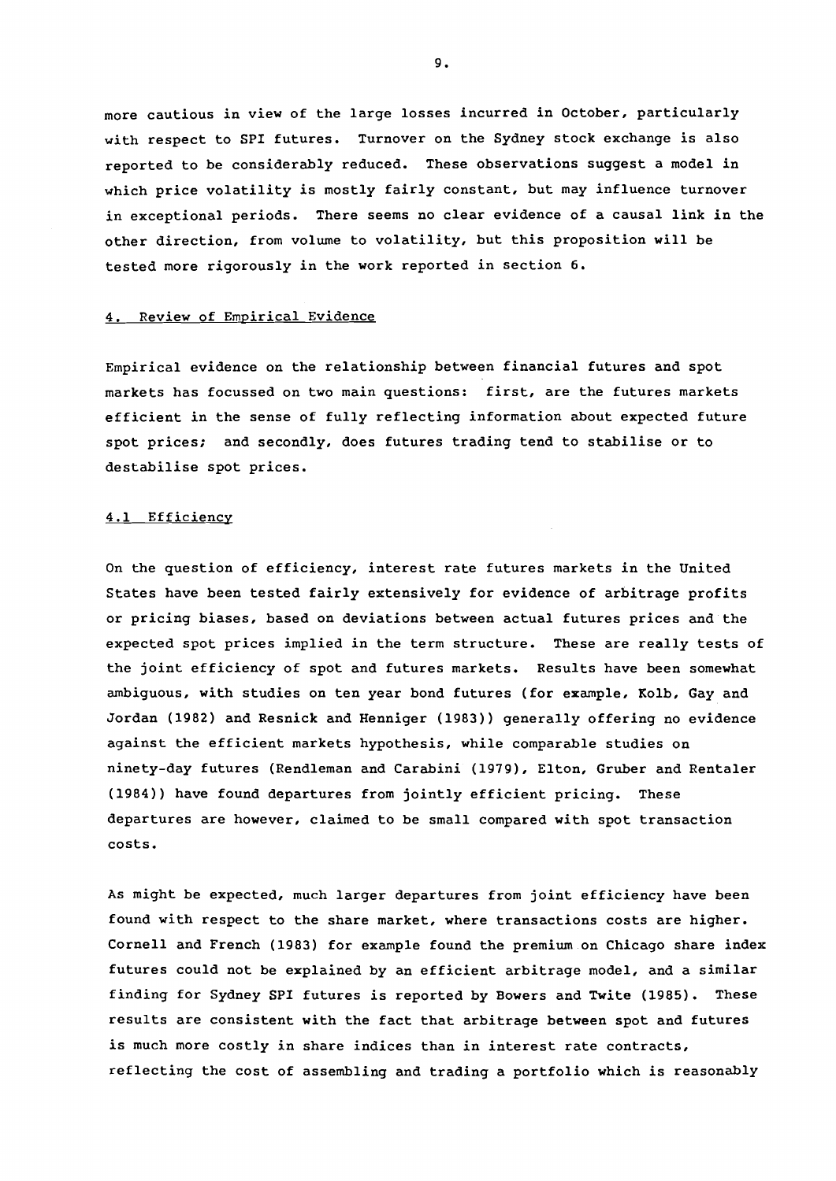more cautious in view of the large losses incurred in October, particularly with respect to SPI futures. Turnover on the Sydney stock exchange is also reported to be considerably reduced. These observations suggest a model in which price volatility is mostly fairly constant, but may influence turnover in exceptional periods. There seems no clear evidence of a causal link in the other direction, from volume to volatility, but this proposition will be tested more rigorously in the work reported in section 6.

## 4. Review of Empirical Evidence

Empirical evidence on the relationship between financial futures and spot markets has focussed on two main questions: first, are the futures markets efficient in the sense of fully reflecting information about expected future spot prices; and secondly, does futures trading tend to stabilise or to destabilise spot prices.

### 4.1 Efficiency

On the question of efficiency, interest rate futures markets in the United States have been tested fairly extensively for evidence of arbitrage profits or pricing biases, based on deviations between actual futures prices and the expected spot prices implied in the term structure. These are really tests of the joint efficiency of spot and futures markets. Results have been somewhat ambiguous, with studies on ten year bond futures (for example, Kolb, Gay and Jordan (1982) and Resnick and Henniger (1983)) generally offering no evidence against the efficient markets hypothesis, while comparable studies on ninety-day futures (Rendleman and Carabini (1979), Elton, Gruber and Rentaler (1984)) have found departures from jointly efficient pricing. These departures are however, claimed to be small compared with spot transaction costs.

As might be expected, much larger departures from joint efficiency have been found with respect to the share market, where transactions costs are higher. Cornell and French (1983) for example found the premium on Chicago share index futures could not be explained by an efficient arbitrage model, and a similar finding for Sydney SPI futures is reported by Bowers and Twite (1985). These results are consistent with the fact that arbitrage between spot and futures is much more costly in share indices than in interest rate contracts, reflecting the cost of assembling and trading a portfolio which is reasonably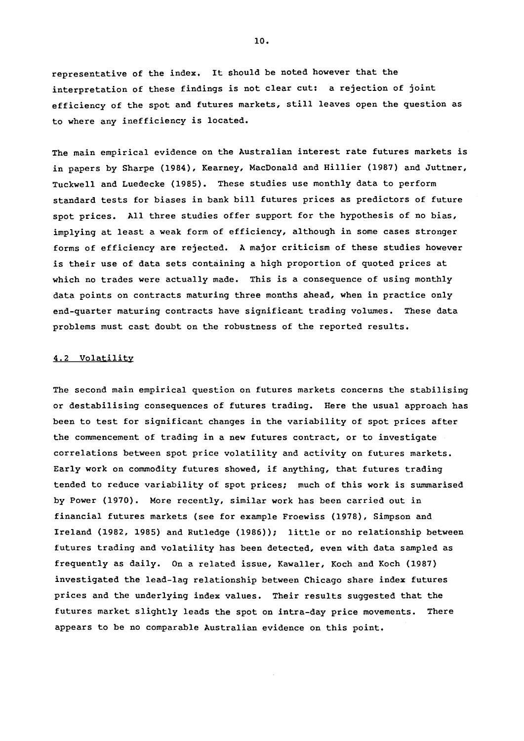representative of the index. It should be noted however that the interpretation of these findings is not clear cut: a rejection of joint efficiency of the spot and futures markets, still leaves open the question as to where any inefficiency is located.

The main empirical evidence on the Australian interest rate futures markets is in papers by Sharpe (1984), Kearney, MacDonald and Hillier (1987) and Juttner, Tuckwell and Luedecke (1985). These studies use monthly data to perform standard tests for biases in bank bill futures prices as predictors of future spot prices. All three studies offer support for the hypothesis of no bias, implying at least a weak form of efficiency, although in some cases stronger forms of efficiency are rejected. A major criticism of these studies however is their use of data sets containing a high proportion of quoted prices at which no trades were actually made. This is a consequence of using monthly data points on contracts maturing three months ahead, when in practice only end-quarter maturing contracts have significant trading volumes. These data problems must cast doubt on the robustness of the reported results.

## 4.2 Volatility

The second main empirical question on futures markets concerns the stabilising or destabilising consequences of futures trading. Here the usual approach has been to test for significant changes in the variability of spot prices after the commencement of trading in a new futures contract, or to investigate correlations between spot price volatility and activity on futures markets. Early work on commodity futures showed, if anything, that futures trading tended to reduce variability of spot prices; much of this work is summarised by Power (1970). More recently, similar work has been carried out in financial futures markets (see for example Froewiss (1978), Simpson and Ireland (1982, 1985) and Rutledge (1986)); little or no relationship between futures trading and volatility has been detected, even with data sampled as frequently as daily. On a related issue, Kawaller, Koch and Koch (1987) investigated the lead-lag relationship between Chicago share index futures prices and the underlying index values. Their results suggested that the futures market slightly leads the spot on intra-day price movements. There appears to be no comparable Australian evidence on this point.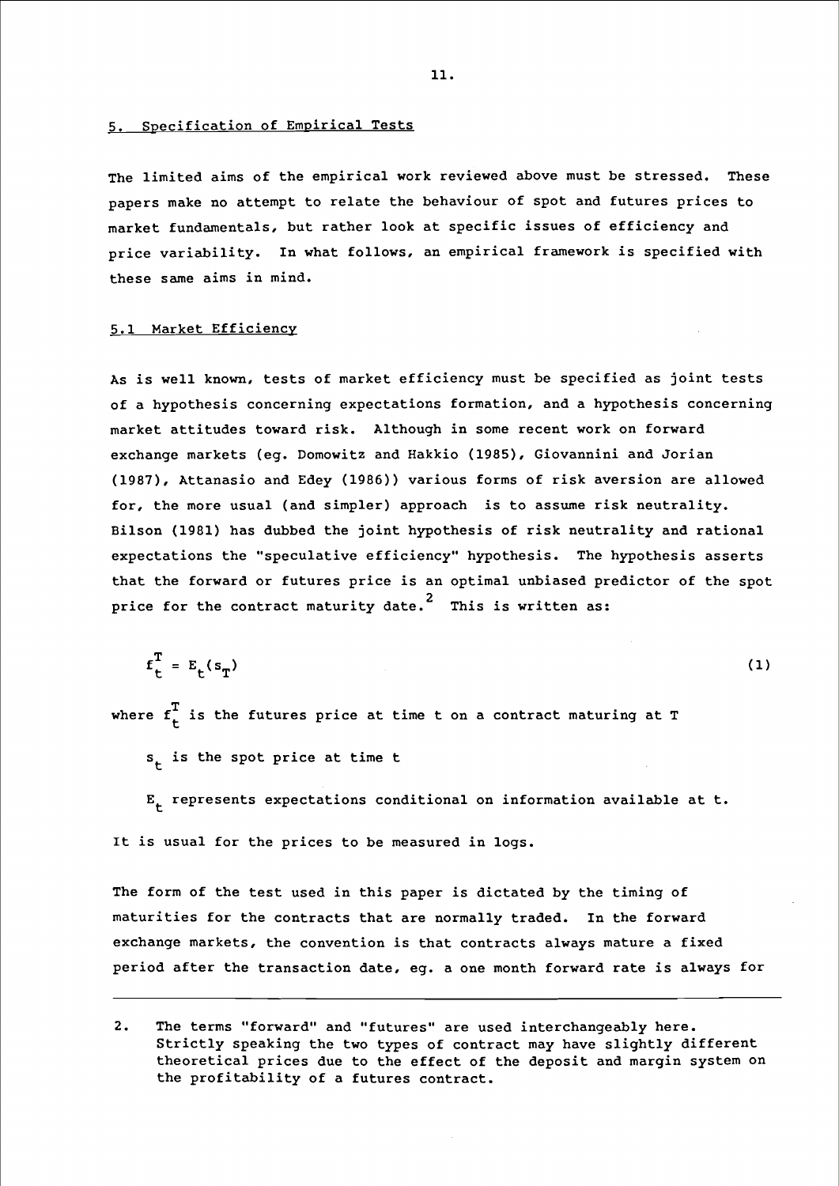## 5. Specification of Empirical Tests

The limited aims of the empirical work reviewed above must be stressed. These papers make no attempt to relate the behaviour of spot and futures prices to market fundamentals, but rather look at specific issues of efficiency and price variability. In what follows, an empirical framework is specified with these same aims in mind.

### 5.1 Market Efficiency

As is well known, tests of market efficiency must be specified as joint tests of a hypothesis concerning expectations formation, and a hypothesis concerning market attitudes toward risk. Although in some recent work on forward exchange markets (eg. Domowitz and Hakkio (1985), Giovannini and Jorian (1987), Attanasio and Edey (1986)) various forms of risk aversion are allowed for, the more usual (and simpler) approach is to assume risk neutrality. Bilson (1981) has dubbed the joint hypothesis of risk neutrality and rational expectations the "speculative efficiency" hypothesis. The hypothesis asserts that the forward or futures price is an optimal unbiased predictor of the spot price for the contract maturity date.[2] This is written as:

$$f_t^T = E_t(s_T) \tag{1}$$

where $f_t^T$ is the futures price at time t on a contract maturing at T

$s_t$ is the spot price at time t

$E_t$ represents expectations conditional on information available at t.

It is usual for the prices to be measured in logs.

The form of the test used in this paper is dictated by the timing of maturities for the contracts that are normally traded. In the forward exchange markets, the convention is that contracts always mature a fixed period after the transaction date, eg. a one month forward rate is always for

---

2. The terms "forward" and "futures" are used interchangeably here. Strictly speaking the two types of contract may have slightly different theoretical prices due to the effect of the deposit and margin system on the profitability of a futures contract.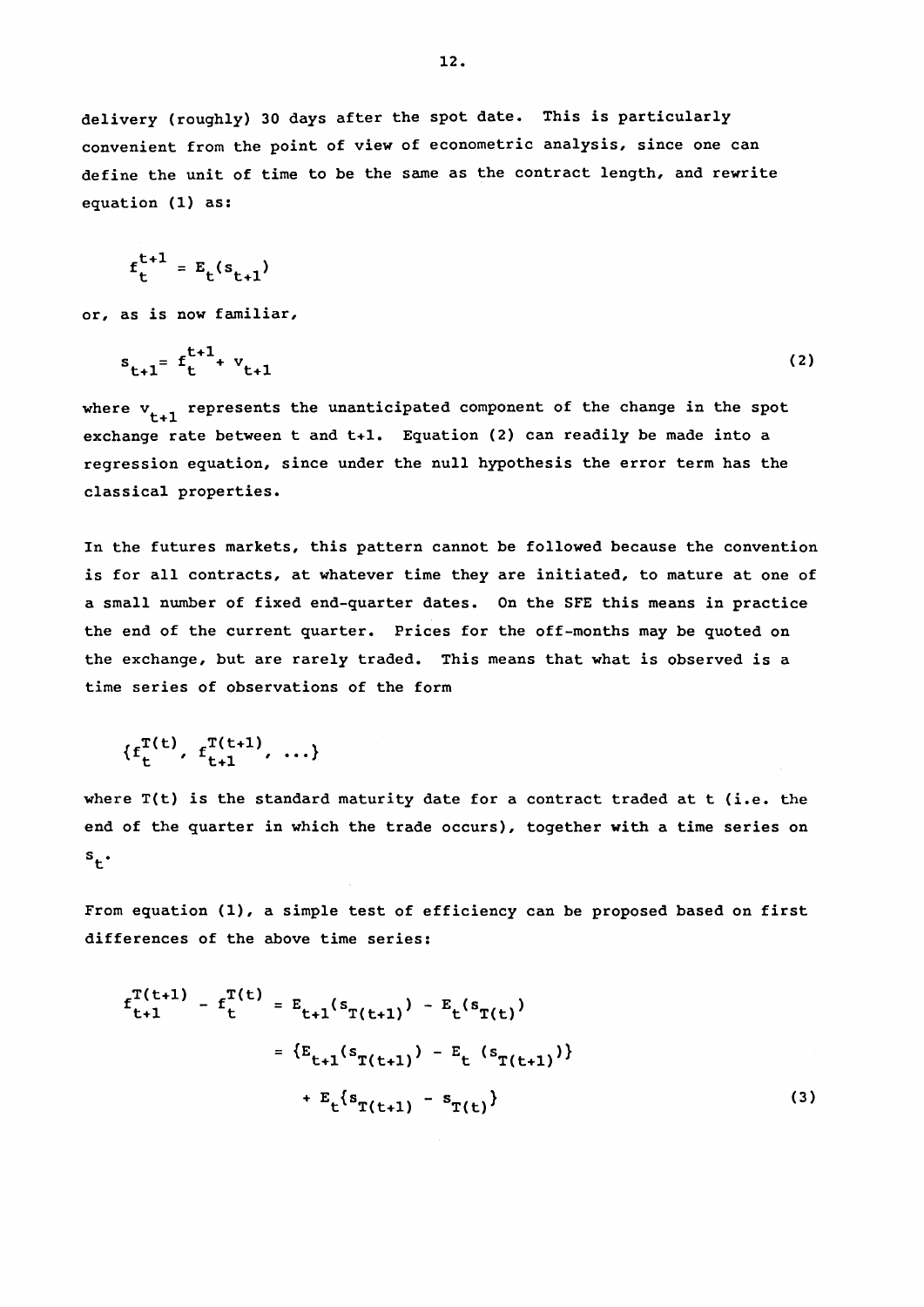delivery (roughly) 30 days after the spot date. This is particularly convenient from the point of view of econometric analysis, since one can define the unit of time to be the same as the contract length, and rewrite equation (1) as:

$$f_t^{t+1} = E_t(s_{t+1})$$

or, as is now familiar,

$$s_{t+1} = f_t^{t+1} + v_{t+1} \tag{2}$$

where $v_{t+1}$ represents the unanticipated component of the change in the spot exchange rate between t and t+1. Equation (2) can readily be made into a regression equation, since under the null hypothesis the error term has the classical properties.

In the futures markets, this pattern cannot be followed because the convention is for all contracts, at whatever time they are initiated, to mature at one of a small number of fixed end-quarter dates. On the SFE this means in practice the end of the current quarter. Prices for the off-months may be quoted on the exchange, but are rarely traded. This means that what is observed is a time series of observations of the form

$$\{f_t^{T(t)},\ f_{t+1}^{T(t+1)},\ \ldots\}$$

where T(t) is the standard maturity date for a contract traded at t (i.e. the end of the quarter in which the trade occurs), together with a time series on $s_t$.

From equation (1), a simple test of efficiency can be proposed based on first differences of the above time series:

$$
\begin{aligned}
f_{t+1}^{T(t+1)} - f_t^{T(t)} &= E_{t+1}(s_{T(t+1)}) - E_t(s_{T(t)}) \\
&= \{E_{t+1}(s_{T(t+1)}) - E_t\,(s_{T(t+1)})\} \\
&\quad + E_t\{s_{T(t+1)} - s_{T(t)}\}
\end{aligned}
\tag{3}
$$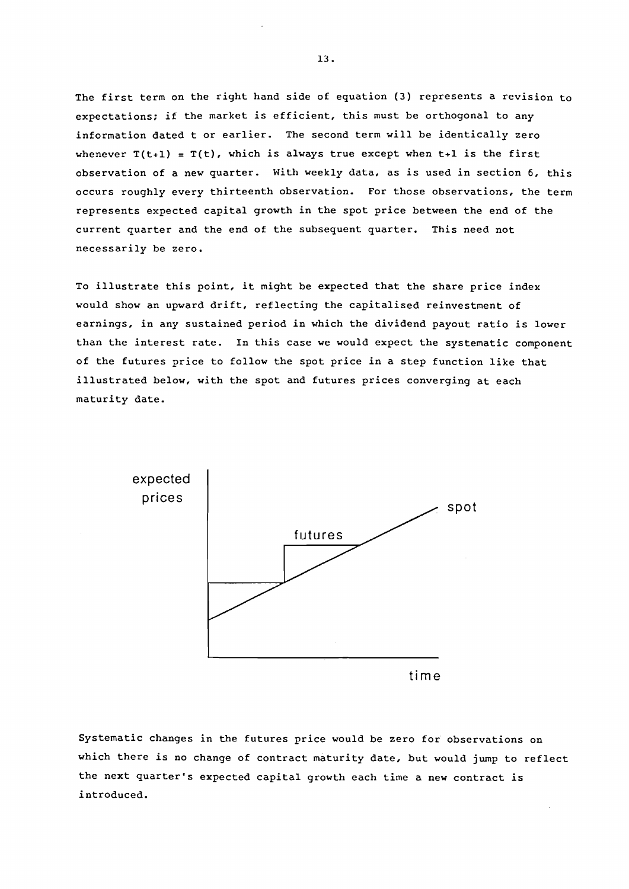The first term on the right hand side of equation (3) represents a revision to expectations; if the market is efficient, this must be orthogonal to any information dated t or earlier. The second term will be identically zero whenever $T(t+1) = T(t)$, which is always true except when $t+1$ is the first observation of a new quarter. With weekly data, as is used in section 6, this occurs roughly every thirteenth observation. For those observations, the term represents expected capital growth in the spot price between the end of the current quarter and the end of the subsequent quarter. This need not necessarily be zero.

To illustrate this point, it might be expected that the share price index would show an upward drift, reflecting the capitalised reinvestment of earnings, in any sustained period in which the dividend payout ratio is lower than the interest rate. In this case we would expect the systematic component of the futures price to follow the spot price in a step function like that illustrated below, with the spot and futures prices converging at each maturity date.

expected prices

futures

spot

time

Systematic changes in the futures price would be zero for observations on which there is no change of contract maturity date, but would jump to reflect the next quarter's expected capital growth each time a new contract is introduced.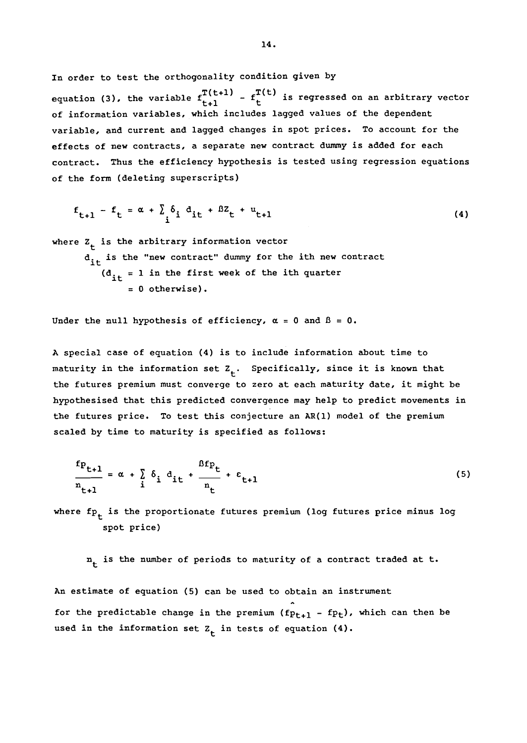In order to test the orthogonality condition given by equation (3), the variable $f_{t+1}^{T(t+1)} - f_t^{T(t)}$ is regressed on an arbitrary vector of information variables, which includes lagged values of the dependent variable, and current and lagged changes in spot prices. To account for the effects of new contracts, a separate new contract dummy is added for each contract. Thus the efficiency hypothesis is tested using regression equations of the form (deleting superscripts)

$$f_{t+1} - f_t = \alpha + \sum_i \delta_i d_{it} + \beta Z_t + u_{t+1} \tag{4}$$

where $Z_t$ is the arbitrary information vector

$d_{it}$ is the "new contract" dummy for the ith new contract ($d_{it}$ = 1 in the first week of the ith quarter = 0 otherwise).

Under the null hypothesis of efficiency, $\alpha = 0$ and $\beta = 0$.

A special case of equation (4) is to include information about time to maturity in the information set $Z_t$. Specifically, since it is known that the futures premium must converge to zero at each maturity date, it might be hypothesised that this predicted convergence may help to predict movements in the futures price. To test this conjecture an AR(1) model of the premium scaled by time to maturity is specified as follows:

$$\frac{fp_{t+1}}{n_{t+1}} = \alpha + \sum_i \delta_i d_{it} + \frac{\beta fp_t}{n_t} + \varepsilon_{t+1} \tag{5}$$

where $fp_t$ is the proportionate futures premium (log futures price minus log spot price)

$n_t$ is the number of periods to maturity of a contract traded at t.

An estimate of equation (5) can be used to obtain an instrument for the predictable change in the premium ($\widehat{fp_{t+1} - fp_t}$), which can then be used in the information set $Z_t$ in tests of equation (4).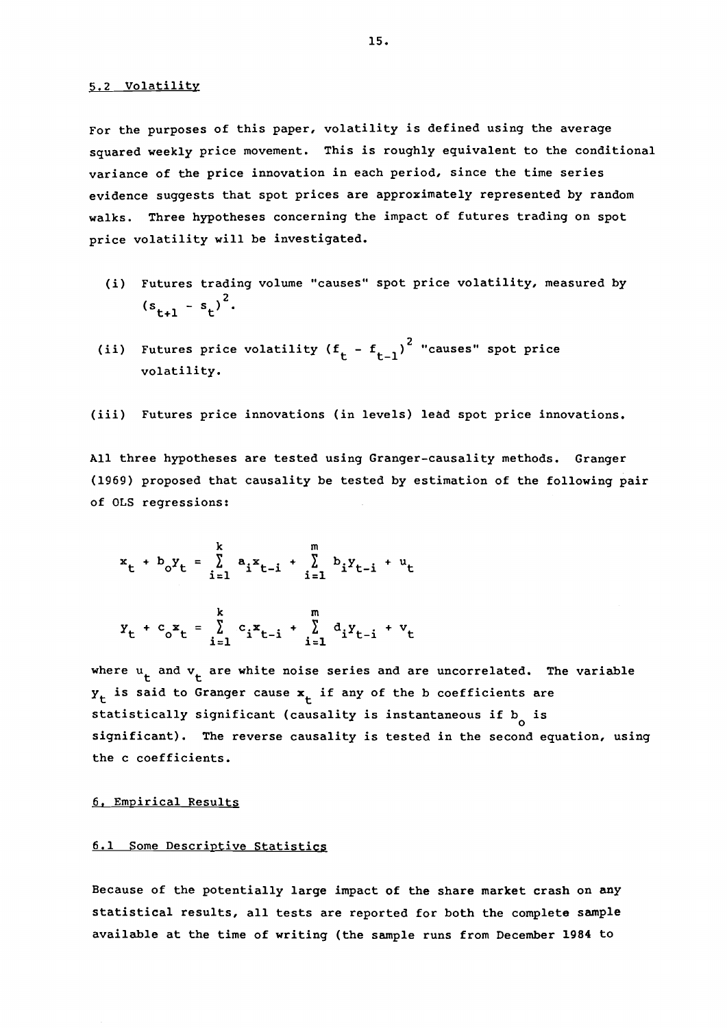### 5.2 Volatility

For the purposes of this paper, volatility is defined using the average squared weekly price movement. This is roughly equivalent to the conditional variance of the price innovation in each period, since the time series evidence suggests that spot prices are approximately represented by random walks. Three hypotheses concerning the impact of futures trading on spot price volatility will be investigated.

(i) Futures trading volume "causes" spot price volatility, measured by $(s_{t+1} - s_t)^2$.

(ii) Futures price volatility $(f_t - f_{t-1})^2$ "causes" spot price volatility.

(iii) Futures price innovations (in levels) lead spot price innovations.

All three hypotheses are tested using Granger-causality methods. Granger (1969) proposed that causality be tested by estimation of the following pair of OLS regressions:

$$x_t + b_o y_t = \sum_{i=1}^{k} a_i x_{t-i} + \sum_{i=1}^{m} b_i y_{t-i} + u_t$$

$$y_t + c_o x_t = \sum_{i=1}^{k} c_i x_{t-i} + \sum_{i=1}^{m} d_i y_{t-i} + v_t$$

where $u_t$ and $v_t$ are white noise series and are uncorrelated. The variable $y_t$ is said to Granger cause $x_t$ if any of the b coefficients are statistically significant (causality is instantaneous if $b_o$ is significant). The reverse causality is tested in the second equation, using the c coefficients.

## 6. Empirical Results

### 6.1 Some Descriptive Statistics

Because of the potentially large impact of the share market crash on any statistical results, all tests are reported for both the complete sample available at the time of writing (the sample runs from December 1984 to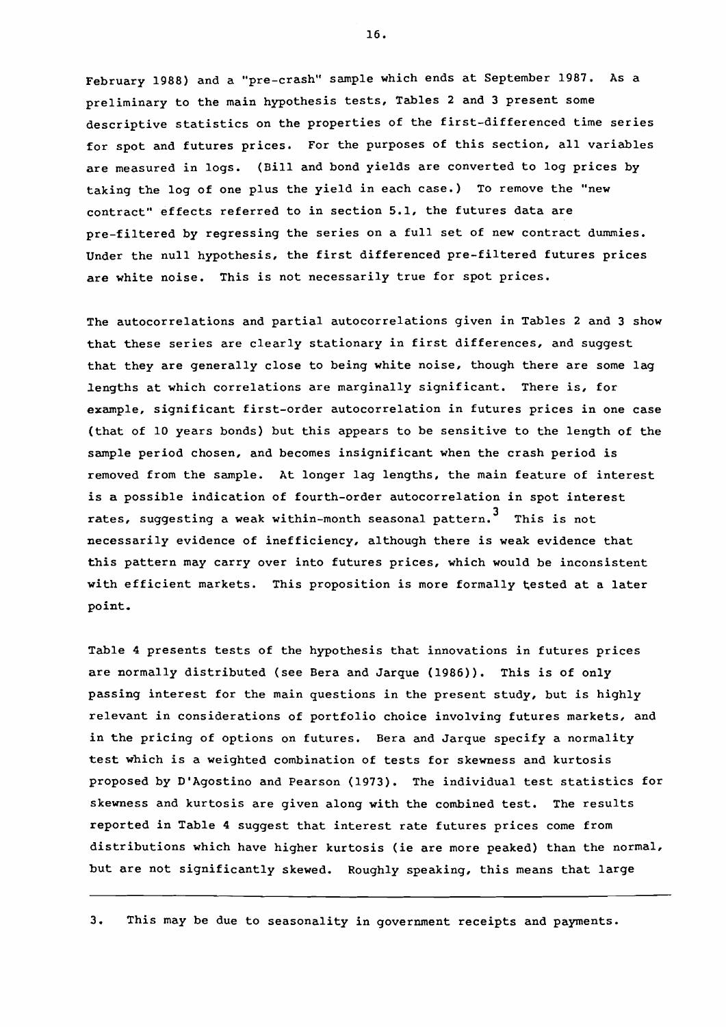February 1988) and a "pre-crash" sample which ends at September 1987. As a preliminary to the main hypothesis tests, Tables 2 and 3 present some descriptive statistics on the properties of the first-differenced time series for spot and futures prices. For the purposes of this section, all variables are measured in logs. (Bill and bond yields are converted to log prices by taking the log of one plus the yield in each case.) To remove the "new contract" effects referred to in section 5.1, the futures data are pre-filtered by regressing the series on a full set of new contract dummies. Under the null hypothesis, the first differenced pre-filtered futures prices are white noise. This is not necessarily true for spot prices.

The autocorrelations and partial autocorrelations given in Tables 2 and 3 show that these series are clearly stationary in first differences, and suggest that they are generally close to being white noise, though there are some lag lengths at which correlations are marginally significant. There is, for example, significant first-order autocorrelation in futures prices in one case (that of 10 years bonds) but this appears to be sensitive to the length of the sample period chosen, and becomes insignificant when the crash period is removed from the sample. At longer lag lengths, the main feature of interest is a possible indication of fourth-order autocorrelation in spot interest rates, suggesting a weak within-month seasonal pattern.[3] This is not necessarily evidence of inefficiency, although there is weak evidence that this pattern may carry over into futures prices, which would be inconsistent with efficient markets. This proposition is more formally tested at a later point.

Table 4 presents tests of the hypothesis that innovations in futures prices are normally distributed (see Bera and Jarque (1986)). This is of only passing interest for the main questions in the present study, but is highly relevant in considerations of portfolio choice involving futures markets, and in the pricing of options on futures. Bera and Jarque specify a normality test which is a weighted combination of tests for skewness and kurtosis proposed by D'Agostino and Pearson (1973). The individual test statistics for skewness and kurtosis are given along with the combined test. The results reported in Table 4 suggest that interest rate futures prices come from distributions which have higher kurtosis (ie are more peaked) than the normal, but are not significantly skewed. Roughly speaking, this means that large

---

3. This may be due to seasonality in government receipts and payments.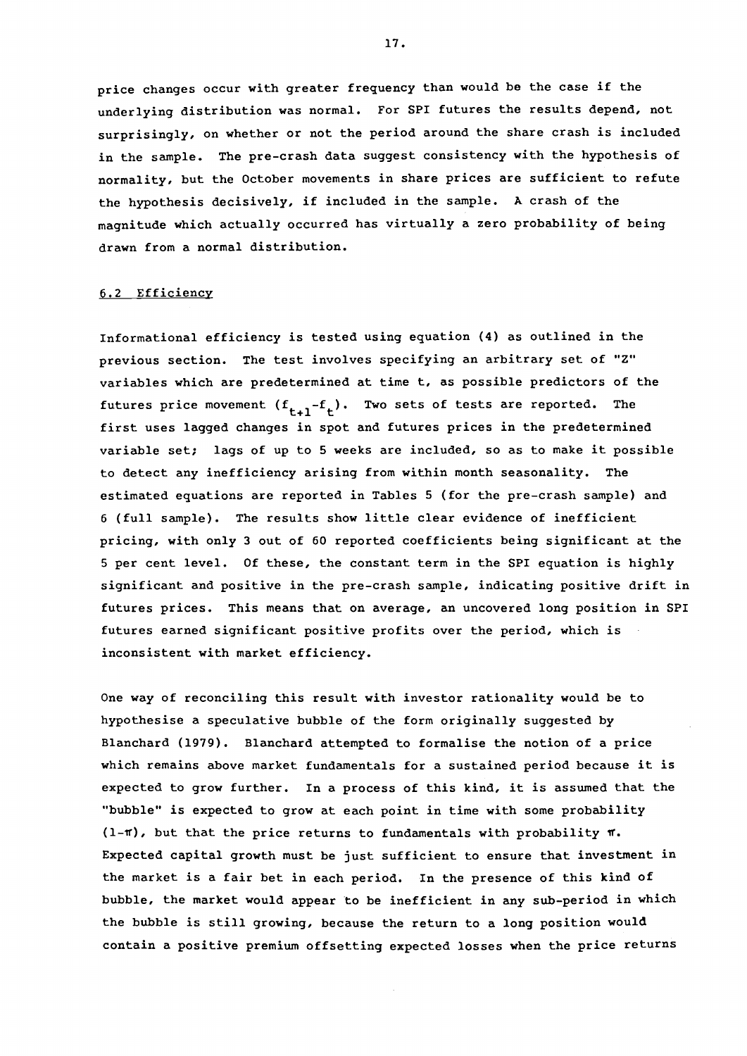price changes occur with greater frequency than would be the case if the underlying distribution was normal. For SPI futures the results depend, not surprisingly, on whether or not the period around the share crash is included in the sample. The pre-crash data suggest consistency with the hypothesis of normality, but the October movements in share prices are sufficient to refute the hypothesis decisively, if included in the sample. A crash of the magnitude which actually occurred has virtually a zero probability of being drawn from a normal distribution.

### 6.2 Efficiency

Informational efficiency is tested using equation (4) as outlined in the previous section. The test involves specifying an arbitrary set of "Z" variables which are predetermined at time t, as possible predictors of the futures price movement $(f_{t+1}-f_t)$. Two sets of tests are reported. The first uses lagged changes in spot and futures prices in the predetermined variable set; lags of up to 5 weeks are included, so as to make it possible to detect any inefficiency arising from within month seasonality. The estimated equations are reported in Tables 5 (for the pre-crash sample) and 6 (full sample). The results show little clear evidence of inefficient pricing, with only 3 out of 60 reported coefficients being significant at the 5 per cent level. Of these, the constant term in the SPI equation is highly significant and positive in the pre-crash sample, indicating positive drift in futures prices. This means that on average, an uncovered long position in SPI futures earned significant positive profits over the period, which is inconsistent with market efficiency.

One way of reconciling this result with investor rationality would be to hypothesise a speculative bubble of the form originally suggested by Blanchard (1979). Blanchard attempted to formalise the notion of a price which remains above market fundamentals for a sustained period because it is expected to grow further. In a process of this kind, it is assumed that the "bubble" is expected to grow at each point in time with some probability $(1-\pi)$, but that the price returns to fundamentals with probability $\pi$. Expected capital growth must be just sufficient to ensure that investment in the market is a fair bet in each period. In the presence of this kind of bubble, the market would appear to be inefficient in any sub-period in which the bubble is still growing, because the return to a long position would contain a positive premium offsetting expected losses when the price returns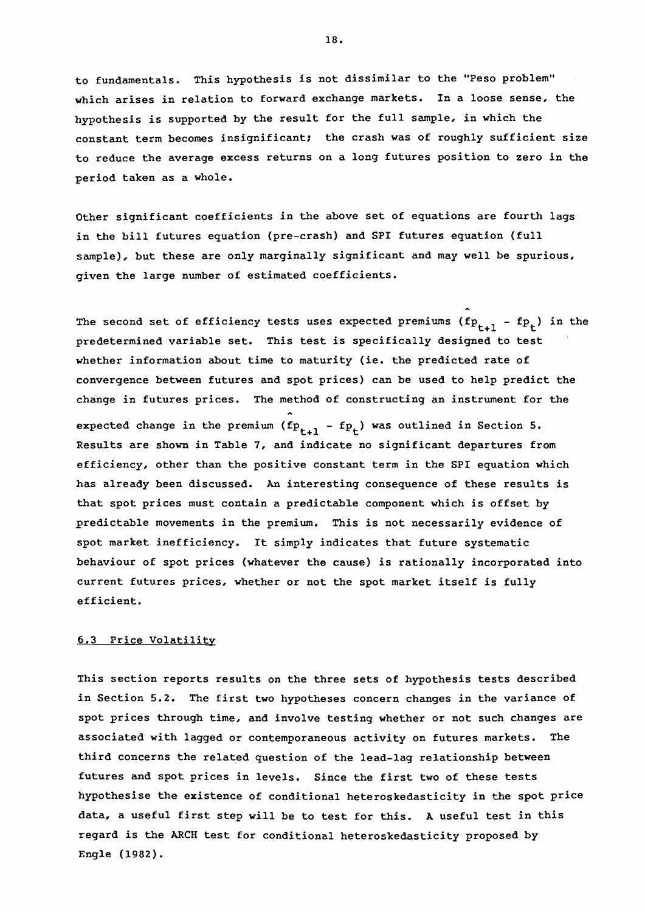to fundamentals. This hypothesis is not dissimilar to the "Peso problem" which arises in relation to forward exchange markets. In a loose sense, the hypothesis is supported by the result for the full sample, in which the constant term becomes insignificant; the crash was of roughly sufficient size to reduce the average excess returns on a long futures position to zero in the period taken as a whole.

Other significant coefficients in the above set of equations are fourth lags in the bill futures equation (pre-crash) and SPI futures equation (full sample), but these are only marginally significant and may well be spurious, given the large number of estimated coefficients.

The second set of efficiency tests uses expected premiums $(\widehat{fp_{t+1} - fp_t})$ in the predetermined variable set. This test is specifically designed to test whether information about time to maturity (ie. the predicted rate of convergence between futures and spot prices) can be used to help predict the change in futures prices. The method of constructing an instrument for the expected change in the premium $(\widehat{fp_{t+1} - fp_t})$ was outlined in Section 5. Results are shown in Table 7, and indicate no significant departures from efficiency, other than the positive constant term in the SPI equation which has already been discussed. An interesting consequence of these results is that spot prices must contain a predictable component which is offset by predictable movements in the premium. This is not necessarily evidence of spot market inefficiency. It simply indicates that future systematic behaviour of spot prices (whatever the cause) is rationally incorporated into current futures prices, whether or not the spot market itself is fully efficient.

### 6.3 Price Volatility

This section reports results on the three sets of hypothesis tests described in Section 5.2. The first two hypotheses concern changes in the variance of spot prices through time, and involve testing whether or not such changes are associated with lagged or contemporaneous activity on futures markets. The third concerns the related question of the lead-lag relationship between futures and spot prices in levels. Since the first two of these tests hypothesise the existence of conditional heteroskedasticity in the spot price data, a useful first step will be to test for this. A useful test in this regard is the ARCH test for conditional heteroskedasticity proposed by Engle (1982).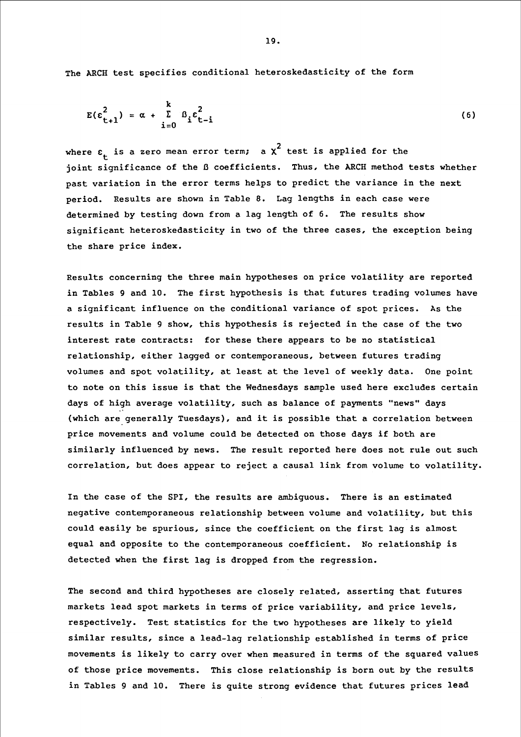The ARCH test specifies conditional heteroskedasticity of the form

$$E(\varepsilon_{t+1}^2) = \alpha + \sum_{i=0}^{k} \beta_i \varepsilon_{t-i}^2 \tag{6}$$

where $\varepsilon_t$ is a zero mean error term; a $\chi^2$ test is applied for the joint significance of the $\beta$ coefficients. Thus, the ARCH method tests whether past variation in the error terms helps to predict the variance in the next period. Results are shown in Table 8. Lag lengths in each case were determined by testing down from a lag length of 6. The results show significant heteroskedasticity in two of the three cases, the exception being the share price index.

Results concerning the three main hypotheses on price volatility are reported in Tables 9 and 10. The first hypothesis is that futures trading volumes have a significant influence on the conditional variance of spot prices. As the results in Table 9 show, this hypothesis is rejected in the case of the two interest rate contracts: for these there appears to be no statistical relationship, either lagged or contemporaneous, between futures trading volumes and spot volatility, at least at the level of weekly data. One point to note on this issue is that the Wednesdays sample used here excludes certain days of high average volatility, such as balance of payments "news" days (which are generally Tuesdays), and it is possible that a correlation between price movements and volume could be detected on those days if both are similarly influenced by news. The result reported here does not rule out such correlation, but does appear to reject a causal link from volume to volatility.

In the case of the SPI, the results are ambiguous. There is an estimated negative contemporaneous relationship between volume and volatility, but this could easily be spurious, since the coefficient on the first lag is almost equal and opposite to the contemporaneous coefficient. No relationship is detected when the first lag is dropped from the regression.

The second and third hypotheses are closely related, asserting that futures markets lead spot markets in terms of price variability, and price levels, respectively. Test statistics for the two hypotheses are likely to yield similar results, since a lead-lag relationship established in terms of price movements is likely to carry over when measured in terms of the squared values of those price movements. This close relationship is born out by the results in Tables 9 and 10. There is quite strong evidence that futures prices lead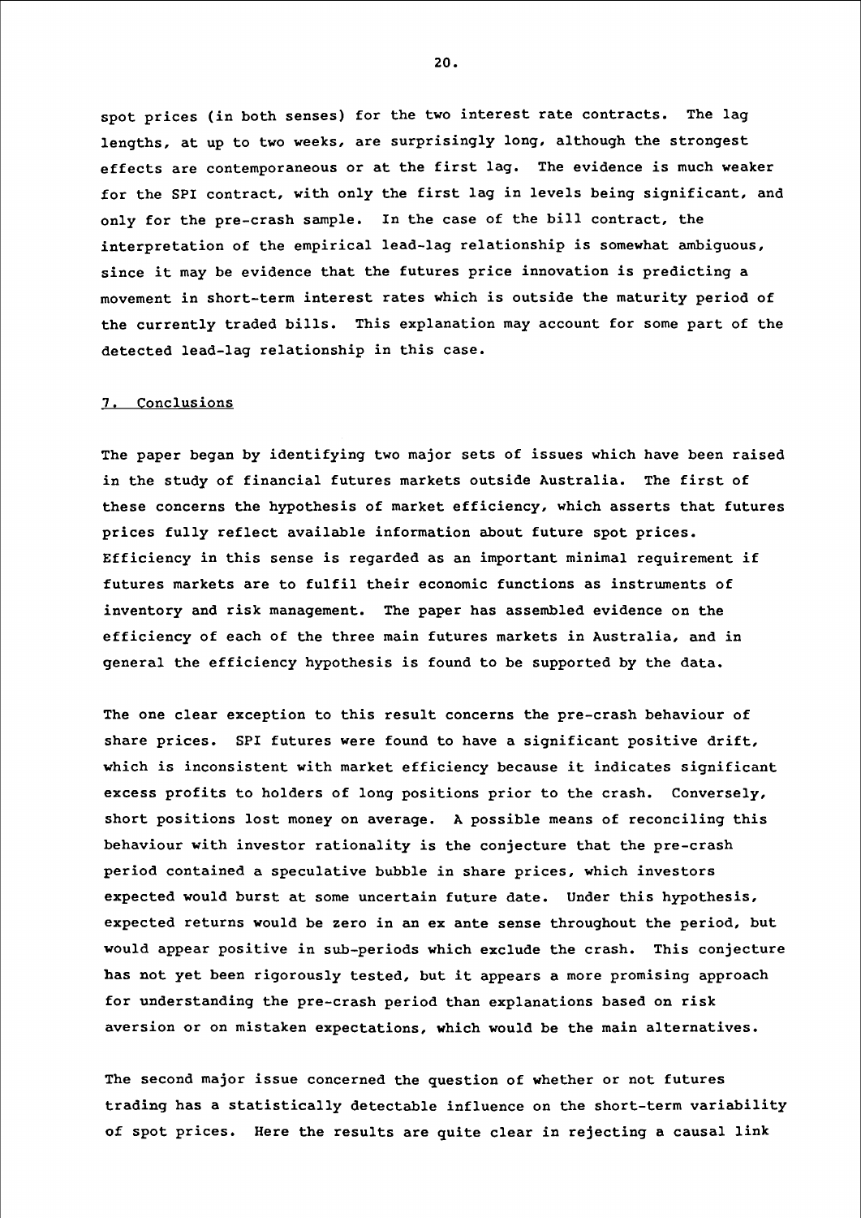spot prices (in both senses) for the two interest rate contracts. The lag lengths, at up to two weeks, are surprisingly long, although the strongest effects are contemporaneous or at the first lag. The evidence is much weaker for the SPI contract, with only the first lag in levels being significant, and only for the pre-crash sample. In the case of the bill contract, the interpretation of the empirical lead-lag relationship is somewhat ambiguous, since it may be evidence that the futures price innovation is predicting a movement in short-term interest rates which is outside the maturity period of the currently traded bills. This explanation may account for some part of the detected lead-lag relationship in this case.

## 7. Conclusions

The paper began by identifying two major sets of issues which have been raised in the study of financial futures markets outside Australia. The first of these concerns the hypothesis of market efficiency, which asserts that futures prices fully reflect available information about future spot prices. Efficiency in this sense is regarded as an important minimal requirement if futures markets are to fulfil their economic functions as instruments of inventory and risk management. The paper has assembled evidence on the efficiency of each of the three main futures markets in Australia, and in general the efficiency hypothesis is found to be supported by the data.

The one clear exception to this result concerns the pre-crash behaviour of share prices. SPI futures were found to have a significant positive drift, which is inconsistent with market efficiency because it indicates significant excess profits to holders of long positions prior to the crash. Conversely, short positions lost money on average. A possible means of reconciling this behaviour with investor rationality is the conjecture that the pre-crash period contained a speculative bubble in share prices, which investors expected would burst at some uncertain future date. Under this hypothesis, expected returns would be zero in an ex ante sense throughout the period, but would appear positive in sub-periods which exclude the crash. This conjecture has not yet been rigorously tested, but it appears a more promising approach for understanding the pre-crash period than explanations based on risk aversion or on mistaken expectations, which would be the main alternatives.

The second major issue concerned the question of whether or not futures trading has a statistically detectable influence on the short-term variability of spot prices. Here the results are quite clear in rejecting a causal link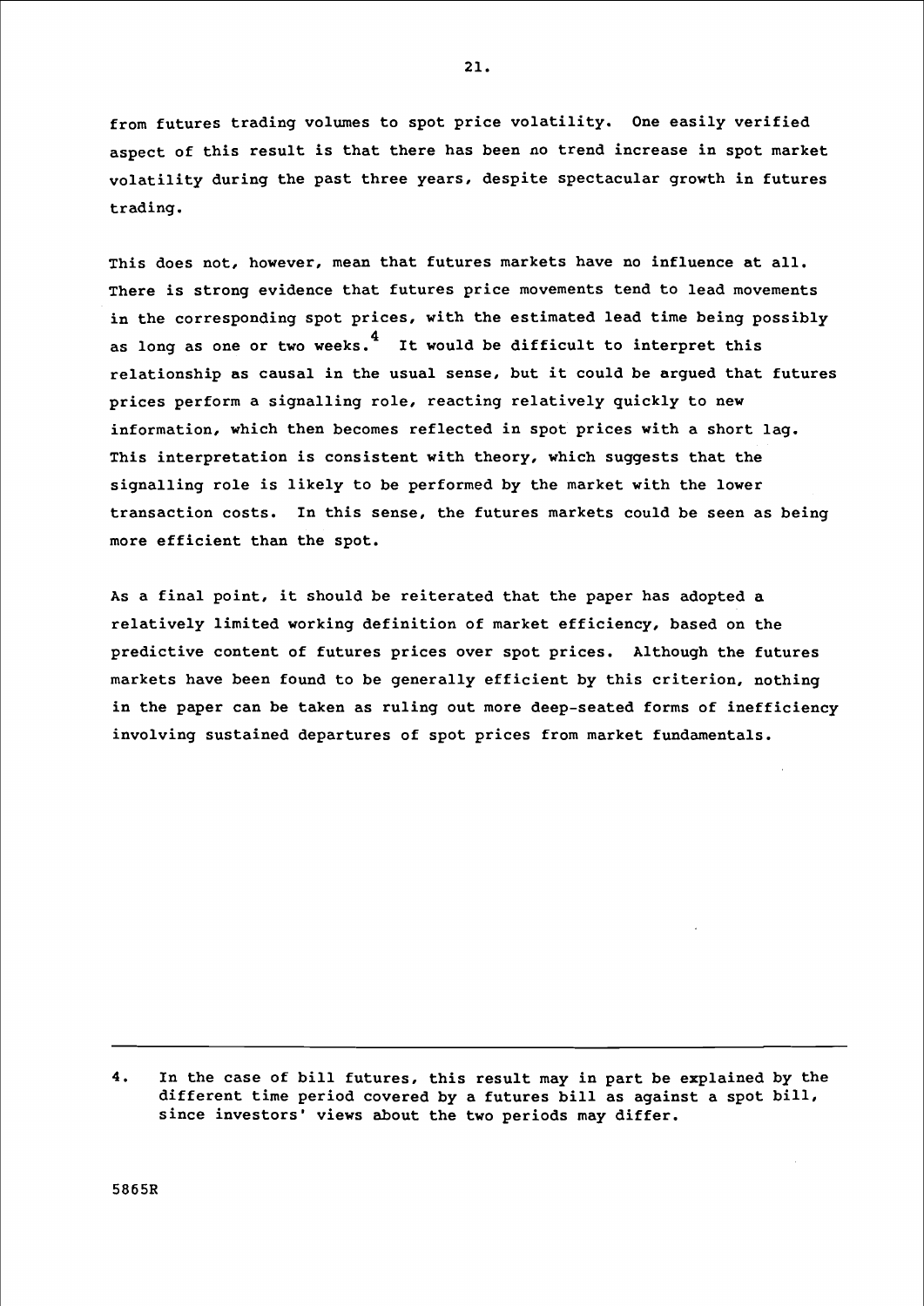from futures trading volumes to spot price volatility. One easily verified aspect of this result is that there has been no trend increase in spot market volatility during the past three years, despite spectacular growth in futures trading.

This does not, however, mean that futures markets have no influence at all. There is strong evidence that futures price movements tend to lead movements in the corresponding spot prices, with the estimated lead time being possibly as long as one or two weeks.[4] It would be difficult to interpret this relationship as causal in the usual sense, but it could be argued that futures prices perform a signalling role, reacting relatively quickly to new information, which then becomes reflected in spot prices with a short lag. This interpretation is consistent with theory, which suggests that the signalling role is likely to be performed by the market with the lower transaction costs. In this sense, the futures markets could be seen as being more efficient than the spot.

As a final point, it should be reiterated that the paper has adopted a relatively limited working definition of market efficiency, based on the predictive content of futures prices over spot prices. Although the futures markets have been found to be generally efficient by this criterion, nothing in the paper can be taken as ruling out more deep-seated forms of inefficiency involving sustained departures of spot prices from market fundamentals.

---

4. In the case of bill futures, this result may in part be explained by the different time period covered by a futures bill as against a spot bill, since investors' views about the two periods may differ.

5865R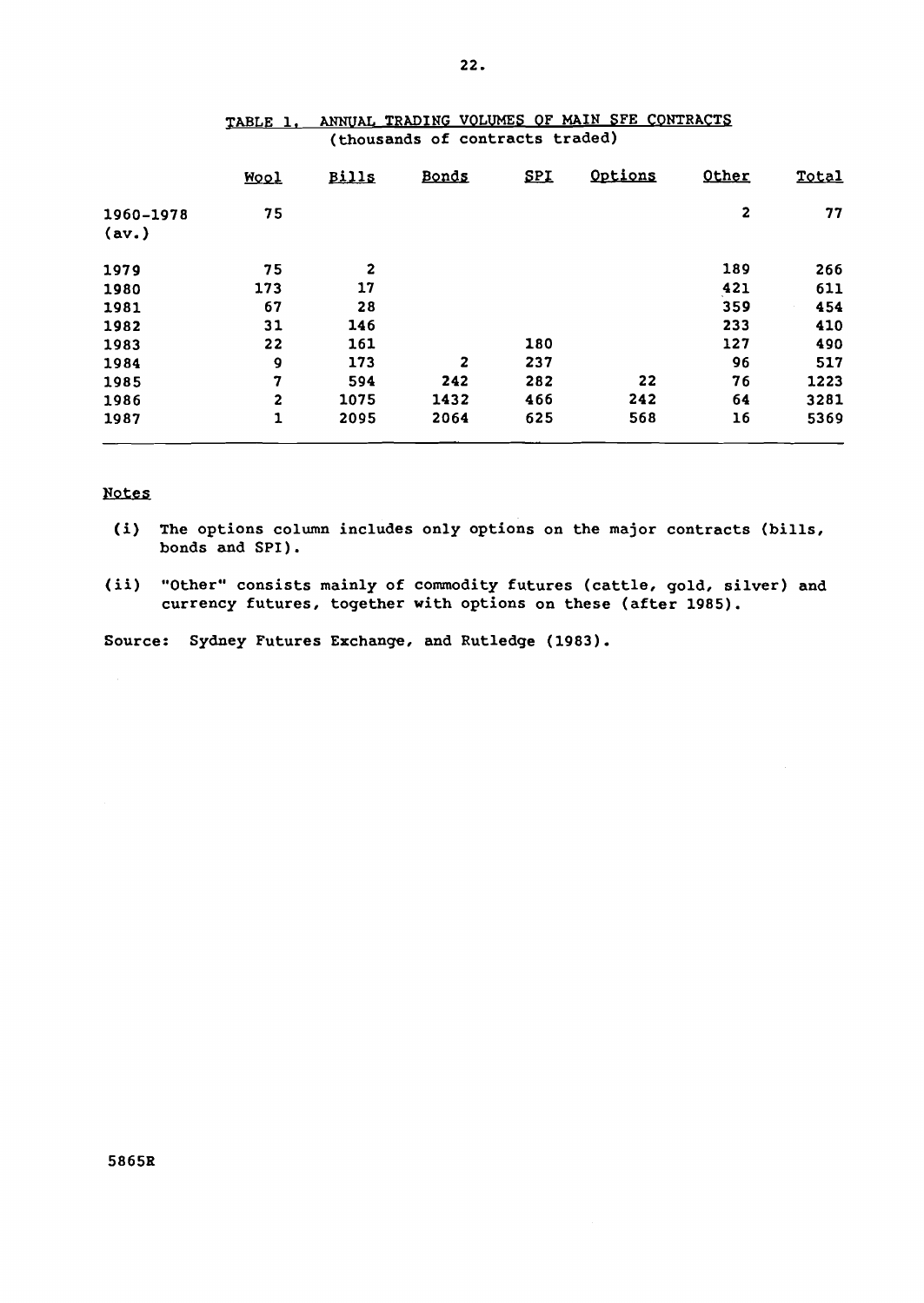TABLE 1. ANNUAL TRADING VOLUMES OF MAIN SFE CONTRACTS
(thousands of contracts traded)

| | Wool | Bills | Bonds | SPI | Options | Other | Total |
|---|---|---|---|---|---|---|---|
| 1960-1978 (av.) | 75 | | | | | 2 | 77 |
| 1979 | 75 | 2 | | | | 189 | 266 |
| 1980 | 173 | 17 | | | | 421 | 611 |
| 1981 | 67 | 28 | | | | 359 | 454 |
| 1982 | 31 | 146 | | | | 233 | 410 |
| 1983 | 22 | 161 | | 180 | | 127 | 490 |
| 1984 | 9 | 173 | 2 | 237 | | 96 | 517 |
| 1985 | 7 | 594 | 242 | 282 | 22 | 76 | 1223 |
| 1986 | 2 | 1075 | 1432 | 466 | 242 | 64 | 3281 |
| 1987 | 1 | 2095 | 2064 | 625 | 568 | 16 | 5369 |

Notes

(i) The options column includes only options on the major contracts (bills, bonds and SPI).

(ii) "Other" consists mainly of commodity futures (cattle, gold, silver) and currency futures, together with options on these (after 1985).

Source: Sydney Futures Exchange, and Rutledge (1983).

5865R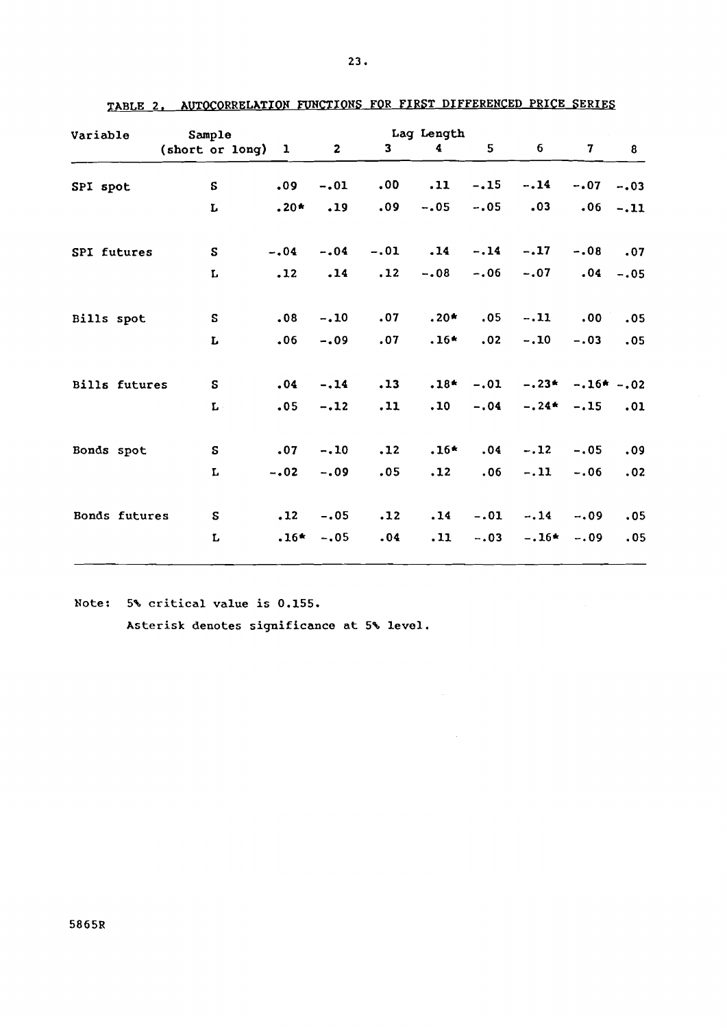TABLE 2. AUTOCORRELATION FUNCTIONS FOR FIRST DIFFERENCED PRICE SERIES

| Variable | Sample (short or long) | Lag Length 1 | 2 | 3 | 4 | 5 | 6 | 7 | 8 |
|---|---|---|---|---|---|---|---|---|---|
| SPI spot | S | .09 | -.01 | .00 | .11 | -.15 | -.14 | -.07 | -.03 |
| | L | .20* | .19 | .09 | -.05 | -.05 | .03 | .06 | -.11 |
| SPI futures | S | -.04 | -.04 | -.01 | .14 | -.14 | -.17 | -.08 | .07 |
| | L | .12 | .14 | .12 | -.08 | -.06 | -.07 | .04 | -.05 |
| Bills spot | S | .08 | -.10 | .07 | .20* | .05 | -.11 | .00 | .05 |
| | L | .06 | -.09 | .07 | .16* | .02 | -.10 | -.03 | .05 |
| Bills futures | S | .04 | -.14 | .13 | .18* | -.01 | -.23* | -.16* | -.02 |
| | L | .05 | -.12 | .11 | .10 | -.04 | -.24* | -.15 | .01 |
| Bonds spot | S | .07 | -.10 | .12 | .16* | .04 | -.12 | -.05 | .09 |
| | L | -.02 | -.09 | .05 | .12 | .06 | -.11 | -.06 | .02 |
| Bonds futures | S | .12 | -.05 | .12 | .14 | -.01 | -.14 | -.09 | .05 |
| | L | .16* | -.05 | .04 | .11 | -.03 | -.16* | -.09 | .05 |

Note: 5% critical value is 0.155.

Asterisk denotes significance at 5% level.

5865R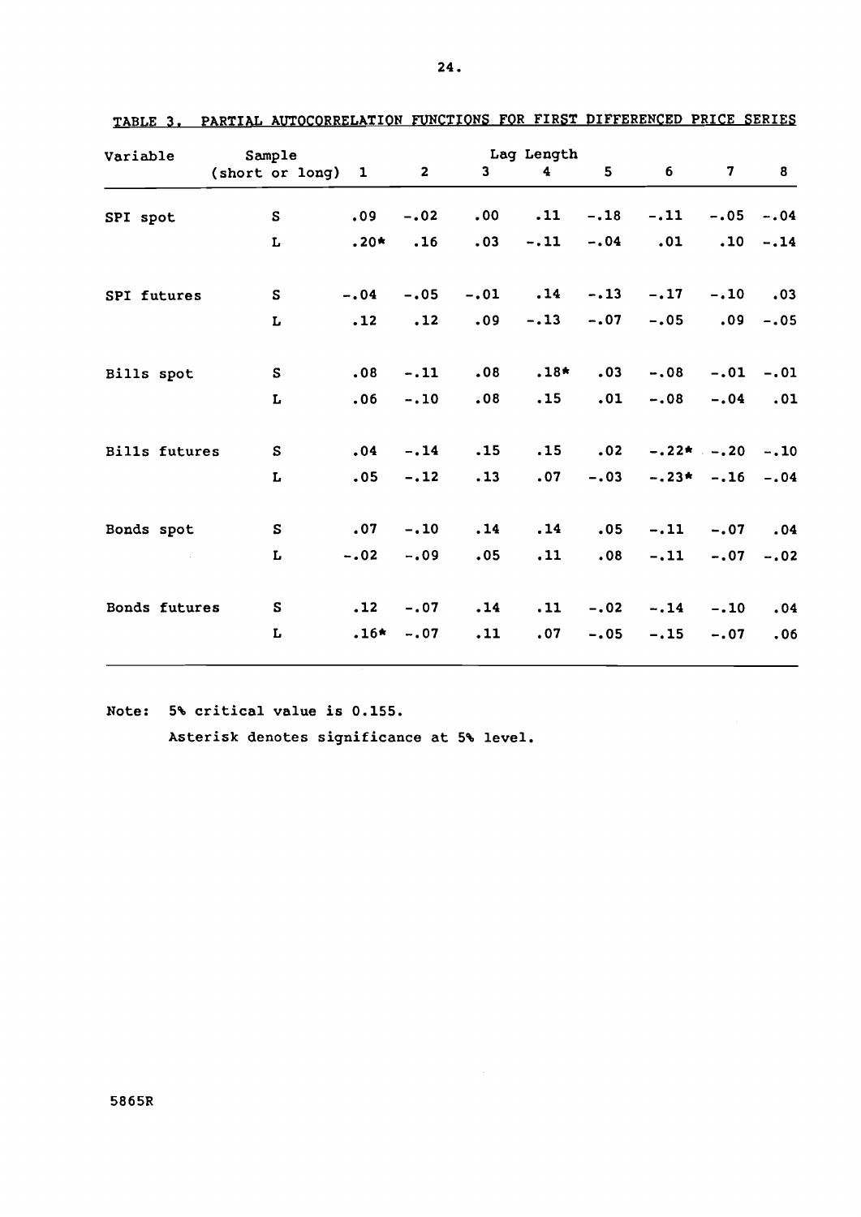TABLE 3. PARTIAL AUTOCORRELATION FUNCTIONS FOR FIRST DIFFERENCED PRICE SERIES

| Variable | Sample (short or long) | Lag Length 1 | 2 | 3 | 4 | 5 | 6 | 7 | 8 |
|---|---|---|---|---|---|---|---|---|---|
| SPI spot | S | .09 | -.02 | .00 | .11 | -.18 | -.11 | -.05 | -.04 |
| | L | .20* | .16 | .03 | -.11 | -.04 | .01 | .10 | -.14 |
| SPI futures | S | -.04 | -.05 | -.01 | .14 | -.13 | -.17 | -.10 | .03 |
| | L | .12 | .12 | .09 | -.13 | -.07 | -.05 | .09 | -.05 |
| Bills spot | S | .08 | -.11 | .08 | .18* | .03 | -.08 | -.01 | -.01 |
| | L | .06 | -.10 | .08 | .15 | .01 | -.08 | -.04 | .01 |
| Bills futures | S | .04 | -.14 | .15 | .15 | .02 | -.22* | -.20 | -.10 |
| | L | .05 | -.12 | .13 | .07 | -.03 | -.23* | -.16 | -.04 |
| Bonds spot | S | .07 | -.10 | .14 | .14 | .05 | -.11 | -.07 | .04 |
| | L | -.02 | -.09 | .05 | .11 | .08 | -.11 | -.07 | -.02 |
| Bonds futures | S | .12 | -.07 | .14 | .11 | -.02 | -.14 | -.10 | .04 |
| | L | .16* | -.07 | .11 | .07 | -.05 | -.15 | -.07 | .06 |

Note: 5% critical value is 0.155.
Asterisk denotes significance at 5% level.

5865R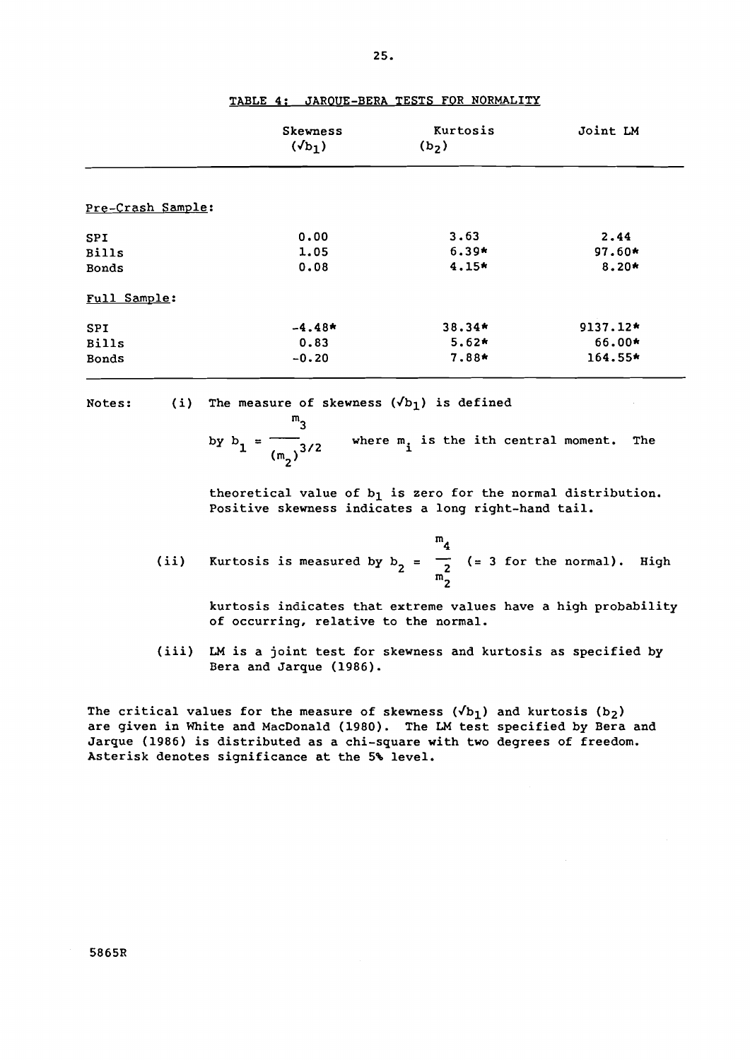## TABLE 4: JARQUE-BERA TESTS FOR NORMALITY

| | Skewness ($\sqrt{b_1}$) | Kurtosis ($b_2$) | Joint LM |
|---|---|---|---|
| Pre-Crash Sample: | | | |
| SPI | 0.00 | 3.63 | 2.44 |
| Bills | 1.05 | 6.39* | 97.60* |
| Bonds | 0.08 | 4.15* | 8.20* |
| Full Sample: | | | |
| SPI | -4.48* | 38.34* | 9137.12* |
| Bills | 0.83 | 5.62* | 66.00* |
| Bonds | -0.20 | 7.88* | 164.55* |

Notes: (i) The measure of skewness ($\sqrt{b_1}$) is defined by $b_1 = \frac{m_3}{(m_2)^{3/2}}$ where $m_i$ is the ith central moment. The theoretical value of $b_1$ is zero for the normal distribution. Positive skewness indicates a long right-hand tail.

(ii) Kurtosis is measured by $b_2 = \frac{m_4}{m_2^2}$ (= 3 for the normal). High kurtosis indicates that extreme values have a high probability of occurring, relative to the normal.

(iii) LM is a joint test for skewness and kurtosis as specified by Bera and Jarque (1986).

The critical values for the measure of skewness ($\sqrt{b_1}$) and kurtosis ($b_2$) are given in White and MacDonald (1980). The LM test specified by Bera and Jarque (1986) is distributed as a chi-square with two degrees of freedom. Asterisk denotes significance at the 5% level.

5865R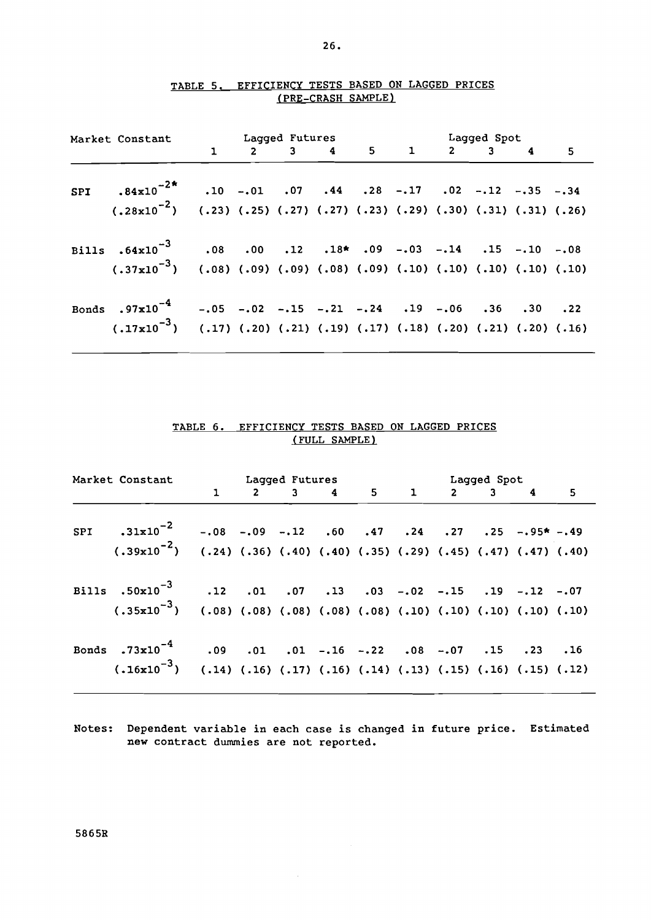## TABLE 5. EFFICIENCY TESTS BASED ON LAGGED PRICES (PRE-CRASH SAMPLE)

| Market | Constant | Lagged Futures | | | | | Lagged Spot | | | | |
|---|---|---|---|---|---|---|---|---|---|---|---|
| | | 1 | 2 | 3 | 4 | 5 | 1 | 2 | 3 | 4 | 5 |
| SPI | $.84x10^{-2}$* | .10 | -.01 | .07 | .44 | .28 | -.17 | .02 | -.12 | -.35 | -.34 |
| | $(.28x10^{-2})$ | (.23) | (.25) | (.27) | (.27) | (.23) | (.29) | (.30) | (.31) | (.31) | (.26) |
| Bills | $.64x10^{-3}$ | .08 | .00 | .12 | .18* | .09 | -.03 | -.14 | .15 | -.10 | -.08 |
| | $(.37x10^{-3})$ | (.08) | (.09) | (.09) | (.08) | (.09) | (.10) | (.10) | (.10) | (.10) | (.10) |
| Bonds | $.97x10^{-4}$ | -.05 | -.02 | -.15 | -.21 | -.24 | .19 | -.06 | .36 | .30 | .22 |
| | $(.17x10^{-3})$ | (.17) | (.20) | (.21) | (.19) | (.17) | (.18) | (.20) | (.21) | (.20) | (.16) |

## TABLE 6. EFFICIENCY TESTS BASED ON LAGGED PRICES (FULL SAMPLE)

| Market | Constant | Lagged Futures | | | | | Lagged Spot | | | | |
|---|---|---|---|---|---|---|---|---|---|---|---|
| | | 1 | 2 | 3 | 4 | 5 | 1 | 2 | 3 | 4 | 5 |
| SPI | $.31x10^{-2}$ | -.08 | -.09 | -.12 | .60 | .47 | .24 | .27 | .25 | -.95* | -.49 |
| | $(.39x10^{-2})$ | (.24) | (.36) | (.40) | (.40) | (.35) | (.29) | (.45) | (.47) | (.47) | (.40) |
| Bills | $.50x10^{-3}$ | .12 | .01 | .07 | .13 | .03 | -.02 | -.15 | .19 | -.12 | -.07 |
| | $(.35x10^{-3})$ | (.08) | (.08) | (.08) | (.08) | (.08) | (.10) | (.10) | (.10) | (.10) | (.10) |
| Bonds | $.73x10^{-4}$ | .09 | .01 | .01 | -.16 | -.22 | .08 | -.07 | .15 | .23 | .16 |
| | $(.16x10^{-3})$ | (.14) | (.16) | (.17) | (.16) | (.14) | (.13) | (.15) | (.16) | (.15) | (.12) |

Notes: Dependent variable in each case is changed in future price. Estimated new contract dummies are not reported.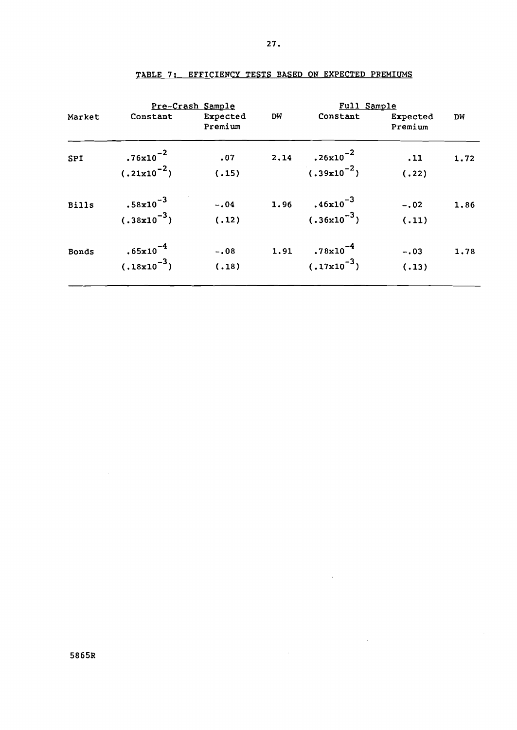## TABLE 7: EFFICIENCY TESTS BASED ON EXPECTED PREMIUMS

| Market | Pre-Crash Sample | | | Full Sample | | |
|---|---|---|---|---|---|---|
| | Constant | Expected Premium | DW | Constant | Expected Premium | DW |
| SPI | $.76\times10^{-2}$ | .07 | 2.14 | $.26\times10^{-2}$ | .11 | 1.72 |
| | $(.21\times10^{-2})$ | (.15) | | $(.39\times10^{-2})$ | (.22) | |
| Bills | $.58\times10^{-3}$ | −.04 | 1.96 | $.46\times10^{-3}$ | −.02 | 1.86 |
| | $(.38\times10^{-3})$ | (.12) | | $(.36\times10^{-3})$ | (.11) | |
| Bonds | $.65\times10^{-4}$ | −.08 | 1.91 | $.78\times10^{-4}$ | −.03 | 1.78 |
| | $(.18\times10^{-3})$ | (.18) | | $(.17\times10^{-3})$ | (.13) | |

5865R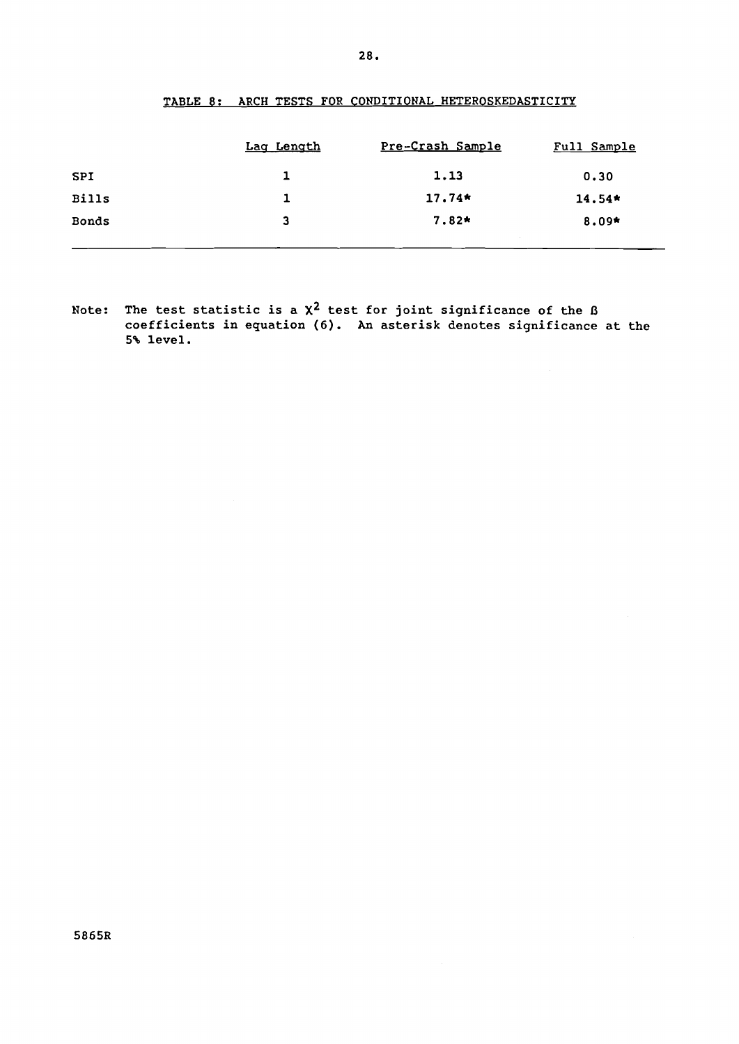TABLE 8: ARCH TESTS FOR CONDITIONAL HETEROSKEDASTICITY

| | Lag Length | Pre-Crash Sample | Full Sample |
|---|---|---|---|
| SPI | 1 | 1.13 | 0.30 |
| Bills | 1 | 17.74* | 14.54* |
| Bonds | 3 | 7.82* | 8.09* |

Note: The test statistic is a $\chi^2$ test for joint significance of the $\beta$ coefficients in equation (6). An asterisk denotes significance at the 5% level.

5865R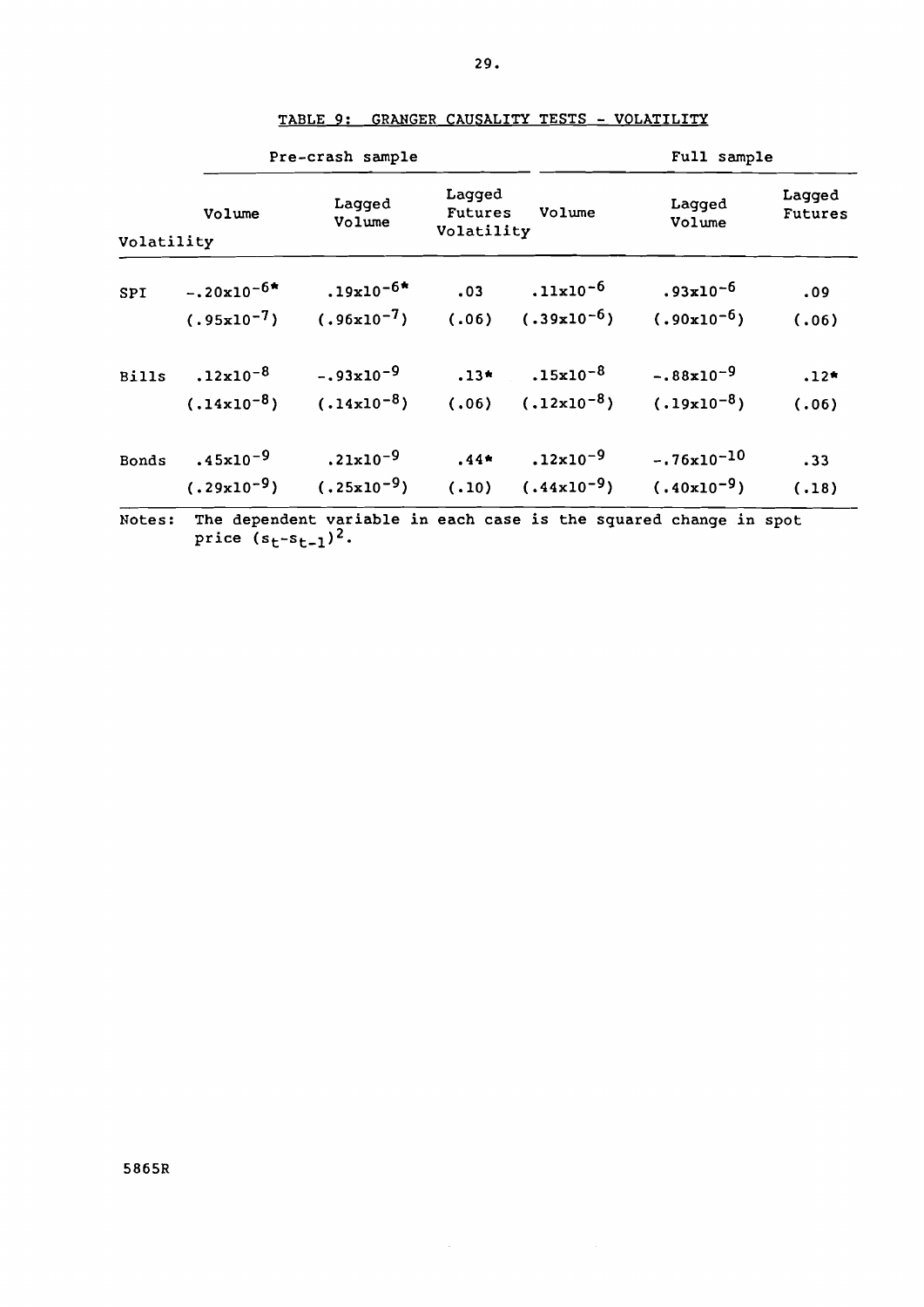TABLE 9: GRANGER CAUSALITY TESTS - VOLATILITY

| | Pre-crash sample | | | Full sample | | |
|---|---|---|---|---|---|---|
| Volatility | Volume | Lagged Volume | Lagged Futures Volatility | Volume | Lagged Volume | Lagged Futures |
| SPI | $-.20\times10^{-6}$* | $.19\times10^{-6}$* | .03 | $.11\times10^{-6}$ | $.93\times10^{-6}$ | .09 |
| | $(.95\times10^{-7})$ | $(.96\times10^{-7})$ | (.06) | $(.39\times10^{-6})$ | $(.90\times10^{-6})$ | (.06) |
| Bills | $.12\times10^{-8}$ | $-.93\times10^{-9}$ | .13* | $.15\times10^{-8}$ | $-.88\times10^{-9}$ | .12* |
| | $(.14\times10^{-8})$ | $(.14\times10^{-8})$ | (.06) | $(.12\times10^{-8})$ | $(.19\times10^{-8})$ | (.06) |
| Bonds | $.45\times10^{-9}$ | $.21\times10^{-9}$ | .44* | $.12\times10^{-9}$ | $-.76\times10^{-10}$ | .33 |
| | $(.29\times10^{-9})$ | $(.25\times10^{-9})$ | (.10) | $(.44\times10^{-9})$ | $(.40\times10^{-9})$ | (.18) |

Notes: The dependent variable in each case is the squared change in spot price $(s_t - s_{t-1})^2$.

5865R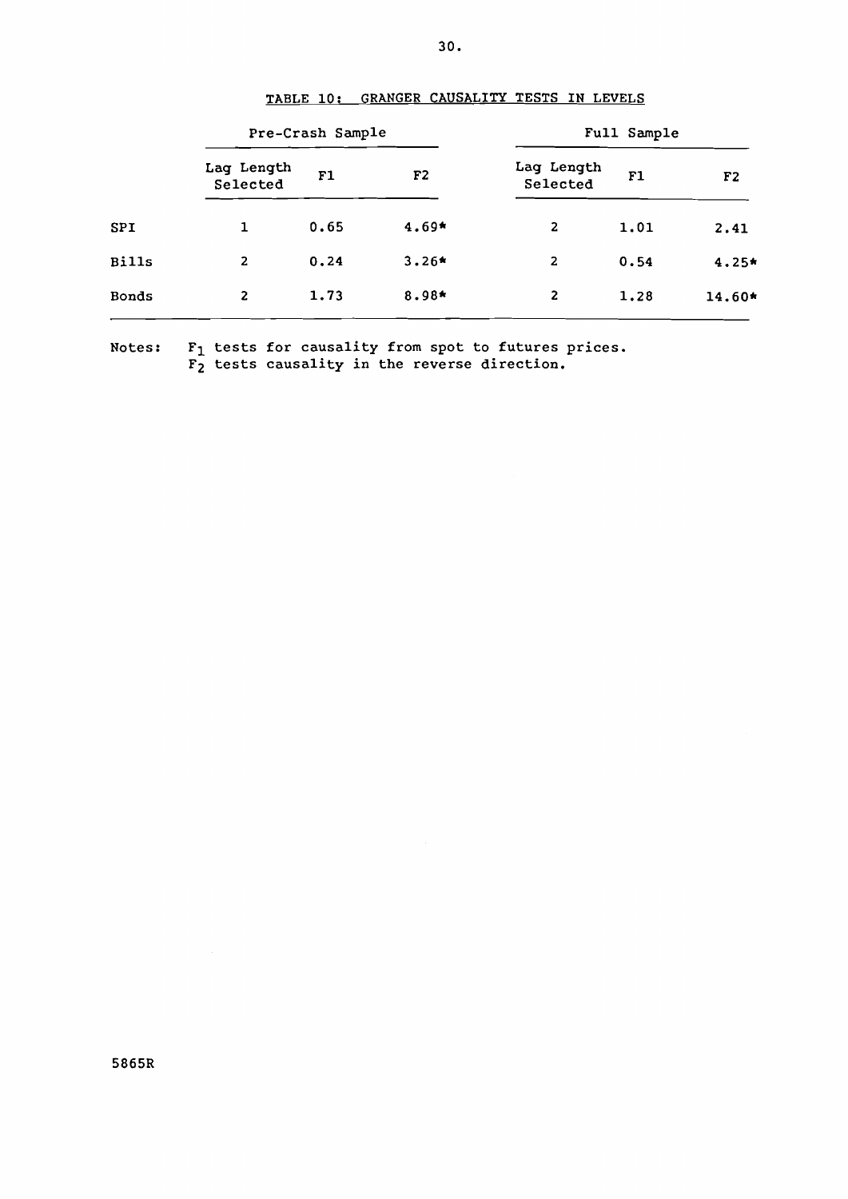## TABLE 10: GRANGER CAUSALITY TESTS IN LEVELS

| | Pre-Crash Sample | | | Full Sample | | |
|---|---|---|---|---|---|---|
| | Lag Length Selected | F1 | F2 | Lag Length Selected | F1 | F2 |
| SPI | 1 | 0.65 | 4.69* | 2 | 1.01 | 2.41 |
| Bills | 2 | 0.24 | 3.26* | 2 | 0.54 | 4.25* |
| Bonds | 2 | 1.73 | 8.98* | 2 | 1.28 | 14.60* |

Notes: $F_1$ tests for causality from spot to futures prices.
$F_2$ tests causality in the reverse direction.

5865R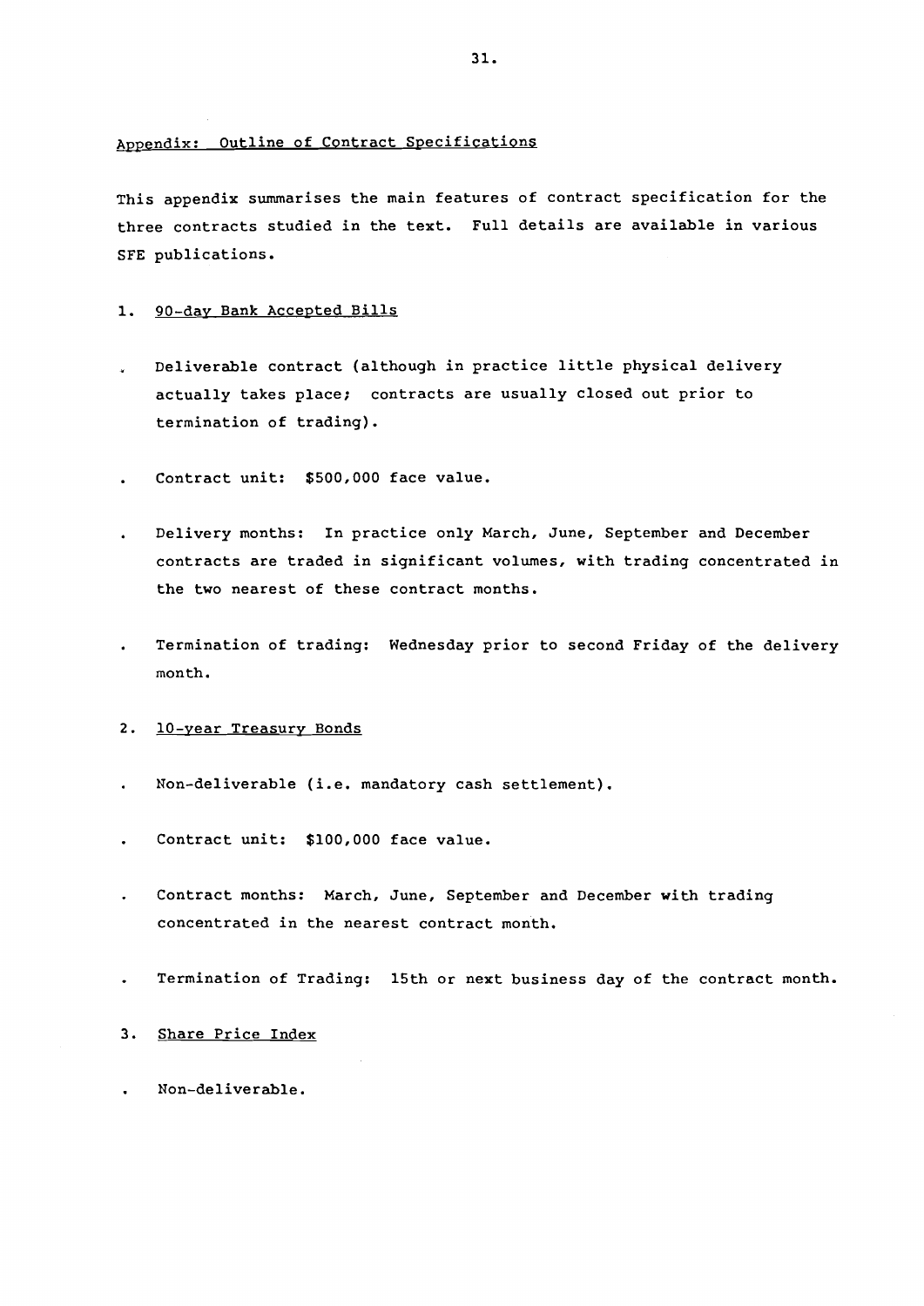## Appendix: Outline of Contract Specifications

This appendix summarises the main features of contract specification for the three contracts studied in the text. Full details are available in various SFE publications.

### 1. 90-day Bank Accepted Bills

- Deliverable contract (although in practice little physical delivery actually takes place; contracts are usually closed out prior to termination of trading).
- Contract unit: $500,000 face value.
- Delivery months: In practice only March, June, September and December contracts are traded in significant volumes, with trading concentrated in the two nearest of these contract months.
- Termination of trading: Wednesday prior to second Friday of the delivery month.

### 2. 10-year Treasury Bonds

- Non-deliverable (i.e. mandatory cash settlement).
- Contract unit: $100,000 face value.
- Contract months: March, June, September and December with trading concentrated in the nearest contract month.
- Termination of Trading: 15th or next business day of the contract month.

### 3. Share Price Index

- Non-deliverable.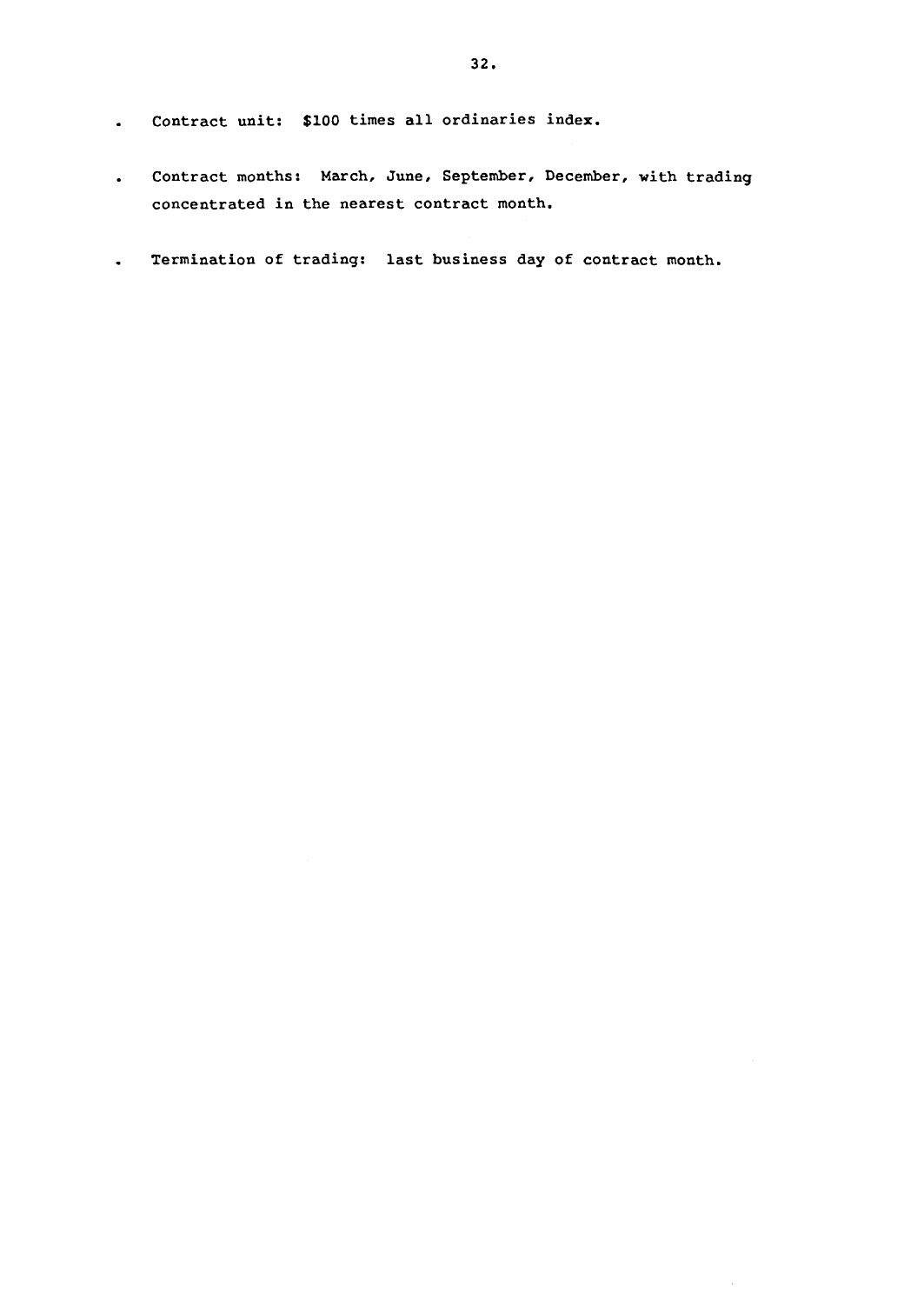- Contract unit: $100 times all ordinaries index.
- Contract months: March, June, September, December, with trading concentrated in the nearest contract month.
- Termination of trading: last business day of contract month.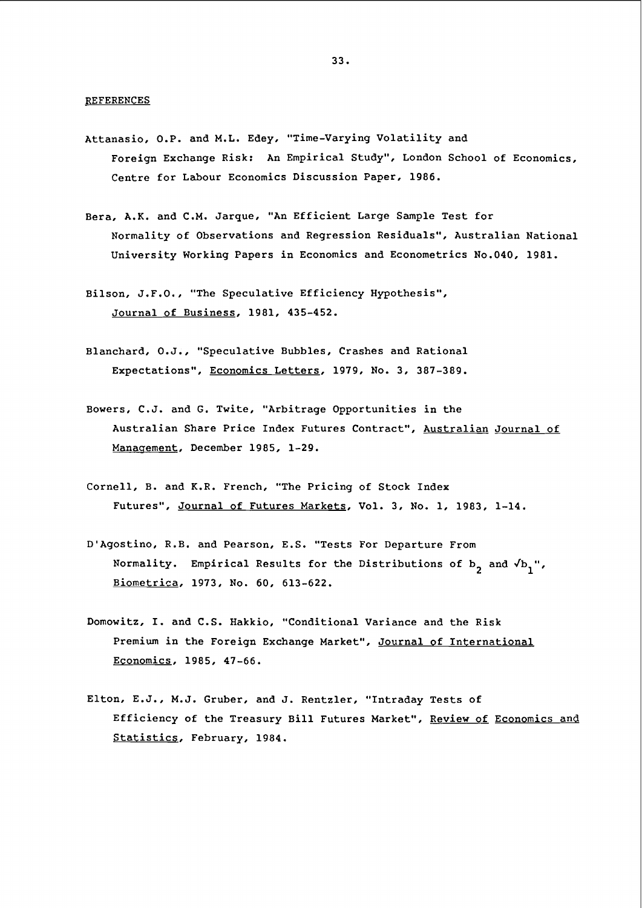## REFERENCES

Attanasio, O.P. and M.L. Edey, "Time-Varying Volatility and Foreign Exchange Risk: An Empirical Study", London School of Economics, Centre for Labour Economics Discussion Paper, 1986.

Bera, A.K. and C.M. Jarque, "An Efficient Large Sample Test for Normality of Observations and Regression Residuals", Australian National University Working Papers in Economics and Econometrics No.040, 1981.

Bilson, J.F.O., "The Speculative Efficiency Hypothesis", Journal of Business, 1981, 435-452.

Blanchard, O.J., "Speculative Bubbles, Crashes and Rational Expectations", Economics Letters, 1979, No. 3, 387-389.

Bowers, C.J. and G. Twite, "Arbitrage Opportunities in the Australian Share Price Index Futures Contract", Australian Journal of Management, December 1985, 1-29.

Cornell, B. and K.R. French, "The Pricing of Stock Index Futures", Journal of Futures Markets, Vol. 3, No. 1, 1983, 1-14.

D'Agostino, R.B. and Pearson, E.S. "Tests For Departure From Normality. Empirical Results for the Distributions of $b_2$ and $\sqrt{b_1}$", Biometrica, 1973, No. 60, 613-622.

Domowitz, I. and C.S. Hakkio, "Conditional Variance and the Risk Premium in the Foreign Exchange Market", Journal of International Economics, 1985, 47-66.

Elton, E.J., M.J. Gruber, and J. Rentzler, "Intraday Tests of Efficiency of the Treasury Bill Futures Market", Review of Economics and Statistics, February, 1984.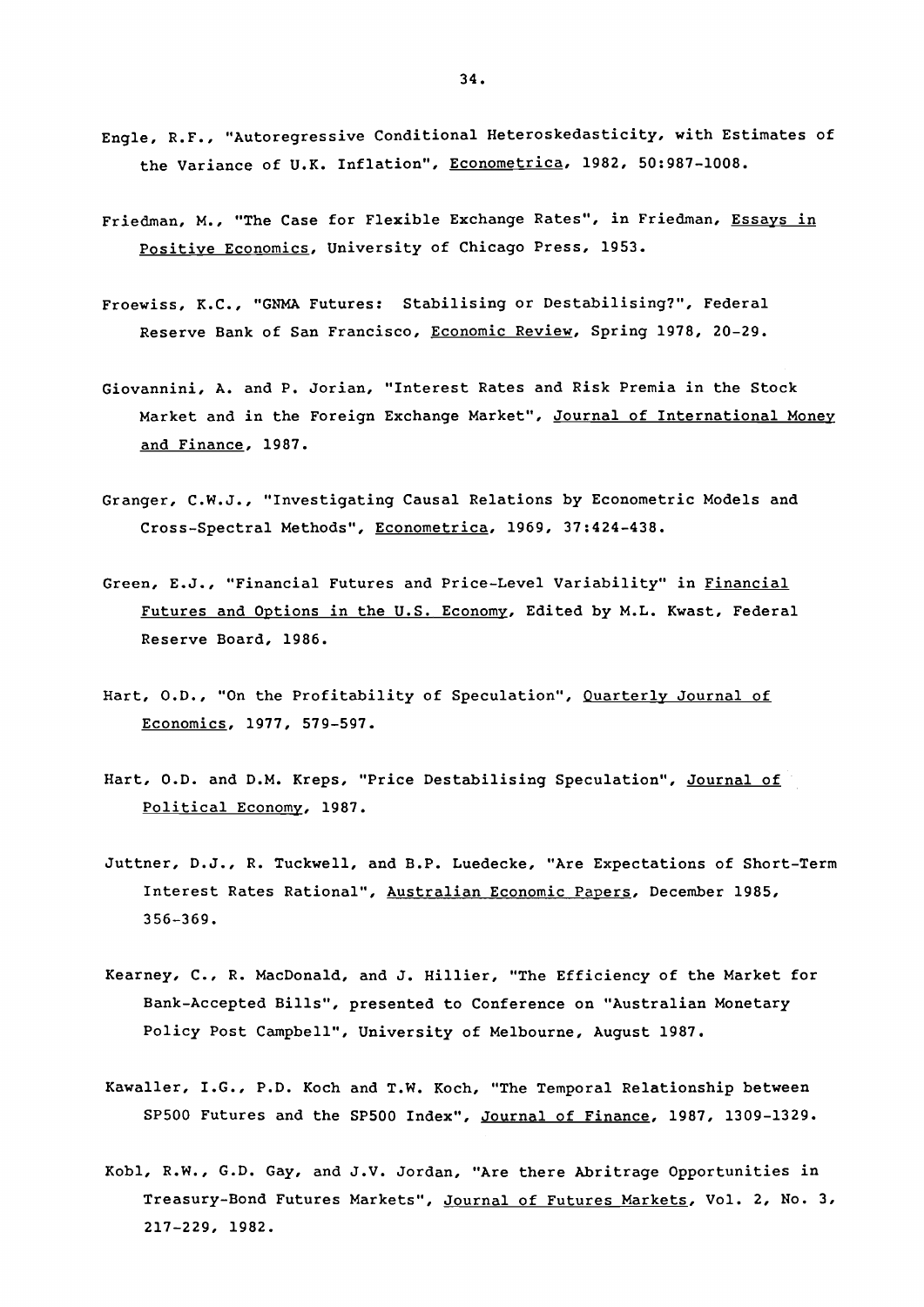Engle, R.F., "Autoregressive Conditional Heteroskedasticity, with Estimates of the Variance of U.K. Inflation", Econometrica, 1982, 50:987-1008.

Friedman, M., "The Case for Flexible Exchange Rates", in Friedman, Essays in Positive Economics, University of Chicago Press, 1953.

Froewiss, K.C., "GNMA Futures: Stabilising or Destabilising?", Federal Reserve Bank of San Francisco, Economic Review, Spring 1978, 20-29.

Giovannini, A. and P. Jorian, "Interest Rates and Risk Premia in the Stock Market and in the Foreign Exchange Market", Journal of International Money and Finance, 1987.

Granger, C.W.J., "Investigating Causal Relations by Econometric Models and Cross-Spectral Methods", Econometrica, 1969, 37:424-438.

Green, E.J., "Financial Futures and Price-Level Variability" in Financial Futures and Options in the U.S. Economy, Edited by M.L. Kwast, Federal Reserve Board, 1986.

Hart, O.D., "On the Profitability of Speculation", Quarterly Journal of Economics, 1977, 579-597.

Hart, O.D. and D.M. Kreps, "Price Destabilising Speculation", Journal of Political Economy, 1987.

Juttner, D.J., R. Tuckwell, and B.P. Luedecke, "Are Expectations of Short-Term Interest Rates Rational", Australian Economic Papers, December 1985, 356-369.

Kearney, C., R. MacDonald, and J. Hillier, "The Efficiency of the Market for Bank-Accepted Bills", presented to Conference on "Australian Monetary Policy Post Campbell", University of Melbourne, August 1987.

Kawaller, I.G., P.D. Koch and T.W. Koch, "The Temporal Relationship between SP500 Futures and the SP500 Index", Journal of Finance, 1987, 1309-1329.

Kobl, R.W., G.D. Gay, and J.V. Jordan, "Are there Abritrage Opportunities in Treasury-Bond Futures Markets", Journal of Futures Markets, Vol. 2, No. 3, 217-229, 1982.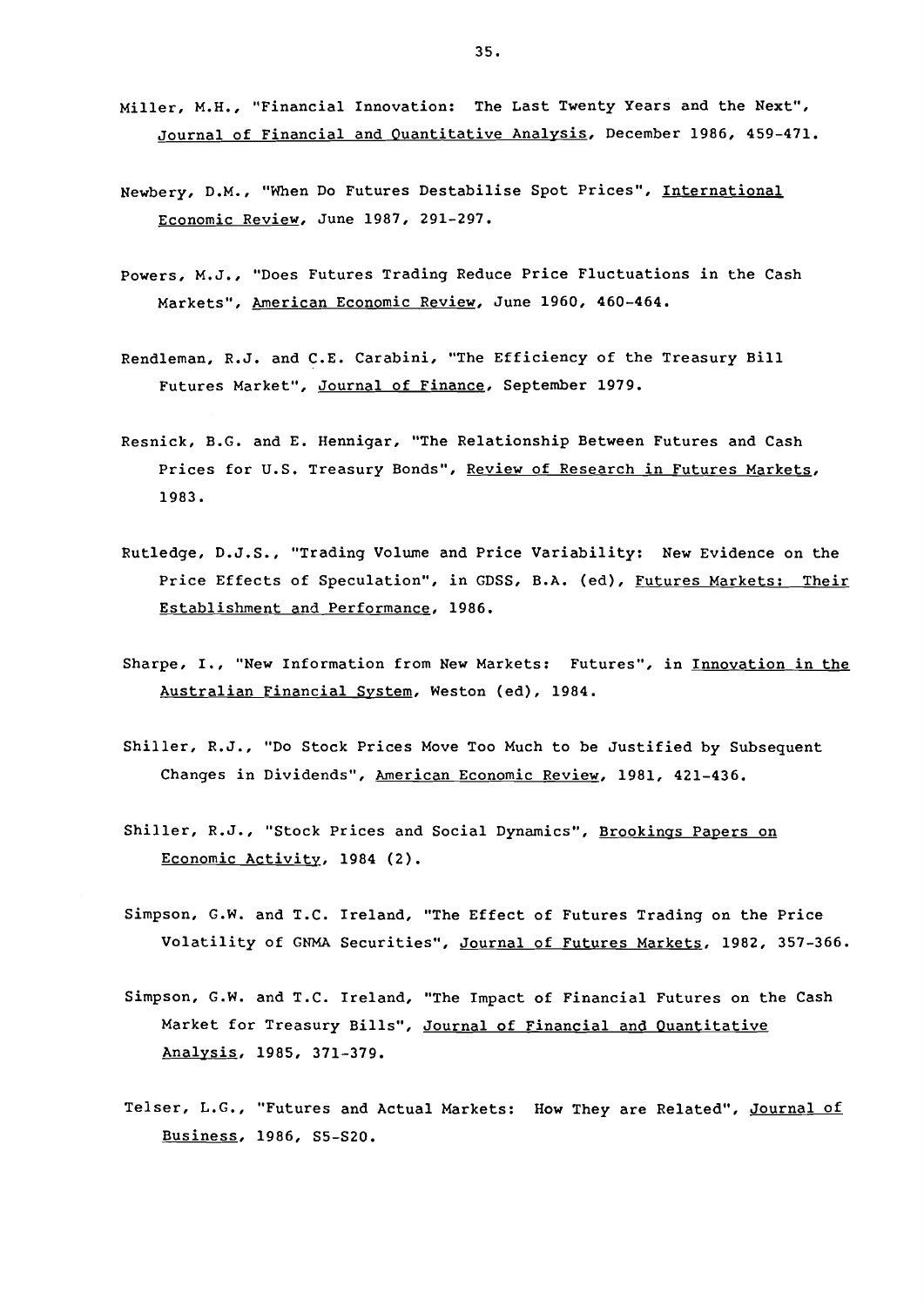Miller, M.H., "Financial Innovation: The Last Twenty Years and the Next", Journal of Financial and Quantitative Analysis, December 1986, 459-471.

Newbery, D.M., "When Do Futures Destabilise Spot Prices", International Economic Review, June 1987, 291-297.

Powers, M.J., "Does Futures Trading Reduce Price Fluctuations in the Cash Markets", American Economic Review, June 1960, 460-464.

Rendleman, R.J. and C.E. Carabini, "The Efficiency of the Treasury Bill Futures Market", Journal of Finance, September 1979.

Resnick, B.G. and E. Hennigar, "The Relationship Between Futures and Cash Prices for U.S. Treasury Bonds", Review of Research in Futures Markets, 1983.

Rutledge, D.J.S., "Trading Volume and Price Variability: New Evidence on the Price Effects of Speculation", in GDSS, B.A. (ed), Futures Markets: Their Establishment and Performance, 1986.

Sharpe, I., "New Information from New Markets: Futures", in Innovation in the Australian Financial System, Weston (ed), 1984.

Shiller, R.J., "Do Stock Prices Move Too Much to be Justified by Subsequent Changes in Dividends", American Economic Review, 1981, 421-436.

Shiller, R.J., "Stock Prices and Social Dynamics", Brookings Papers on Economic Activity, 1984 (2).

Simpson, G.W. and T.C. Ireland, "The Effect of Futures Trading on the Price Volatility of GNMA Securities", Journal of Futures Markets, 1982, 357-366.

Simpson, G.W. and T.C. Ireland, "The Impact of Financial Futures on the Cash Market for Treasury Bills", Journal of Financial and Quantitative Analysis, 1985, 371-379.

Telser, L.G., "Futures and Actual Markets: How They are Related", Journal of Business, 1986, S5-S20.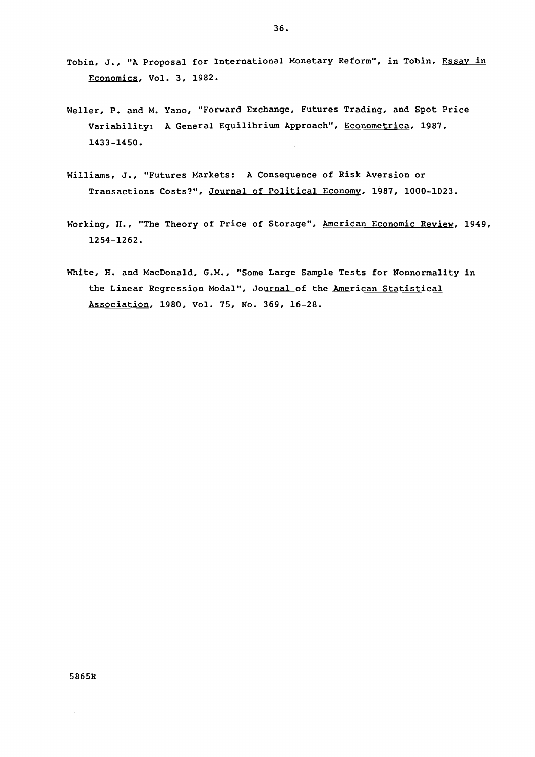Tobin, J., "A Proposal for International Monetary Reform", in Tobin, Essay in Economics, Vol. 3, 1982.

Weller, P. and M. Yano, "Forward Exchange, Futures Trading, and Spot Price Variability: A General Equilibrium Approach", Econometrica, 1987, 1433-1450.

Williams, J., "Futures Markets: A Consequence of Risk Aversion or Transactions Costs?", Journal of Political Economy, 1987, 1000-1023.

Working, H., "The Theory of Price of Storage", American Economic Review, 1949, 1254-1262.

White, H. and MacDonald, G.M., "Some Large Sample Tests for Nonnormality in the Linear Regression Modal", Journal of the American Statistical Association, 1980, Vol. 75, No. 369, 16-28.

5865R